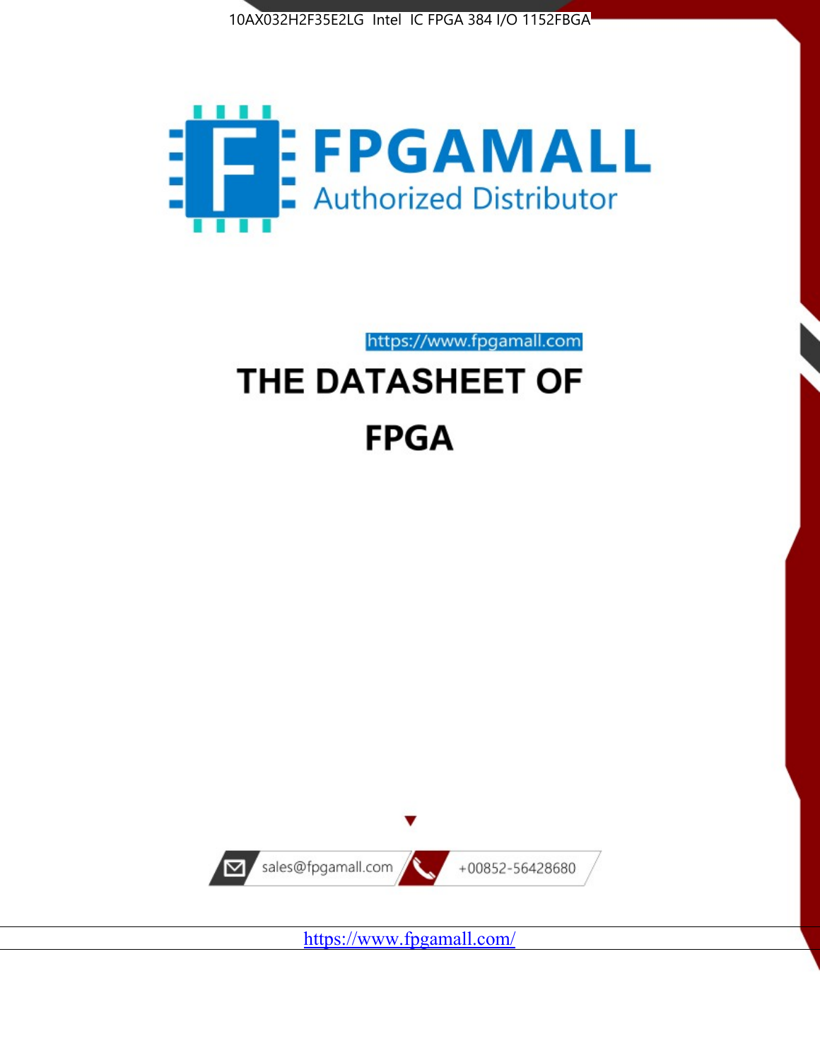10AX032H2F35E2LG Intel IC FPGA 384 I/O 1152FBGA

FPGAMALL
Authorized Distributor

https://www.fpgamall.com

# THE DATASHEET OF

# FPGA

sales@fpgamall.com

+00852-56428680

https://www.fpgamall.com/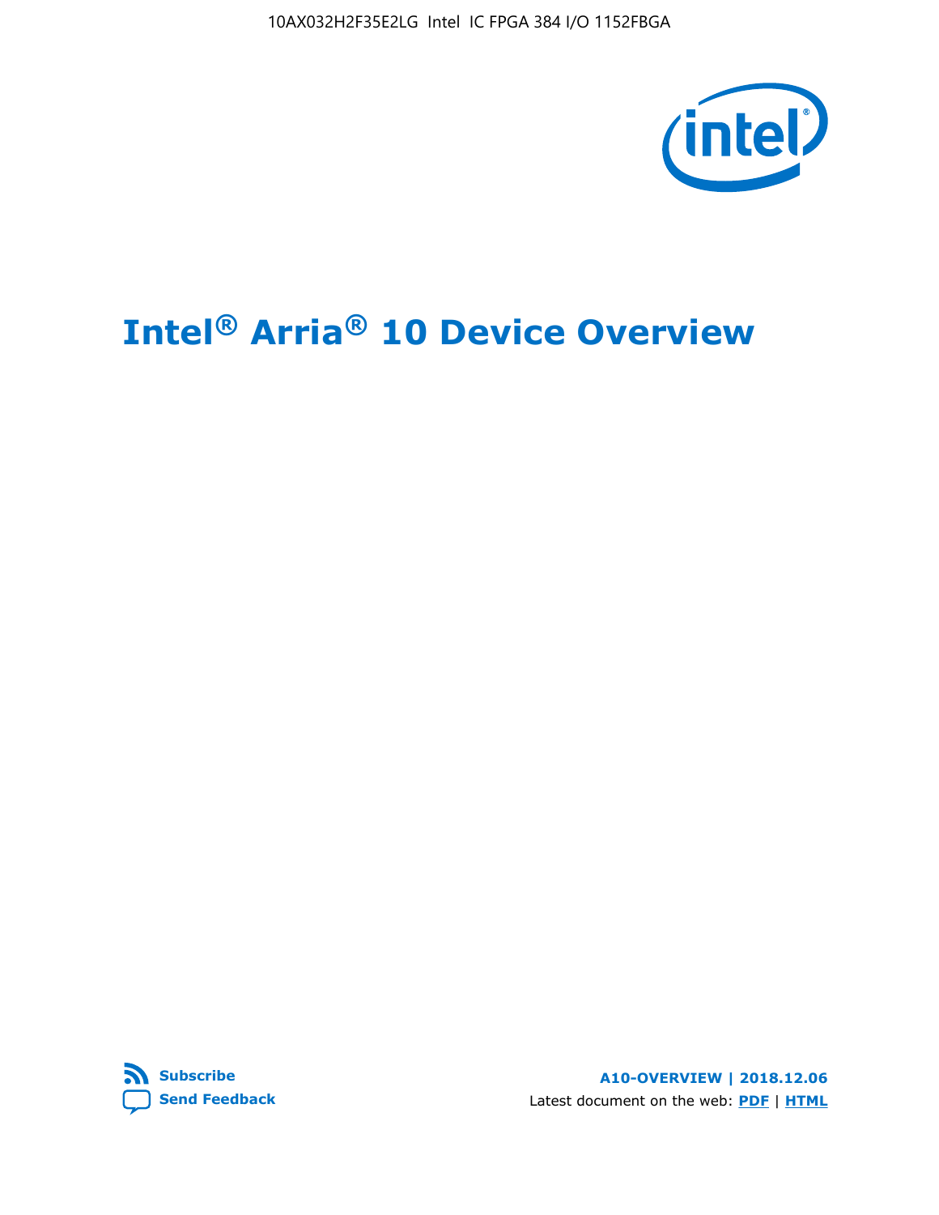# Intel® Arria® 10 Device Overview

**Subscribe**

**Send Feedback**

**A10-OVERVIEW | 2018.12.06**

Latest document on the web: **PDF** | **HTML**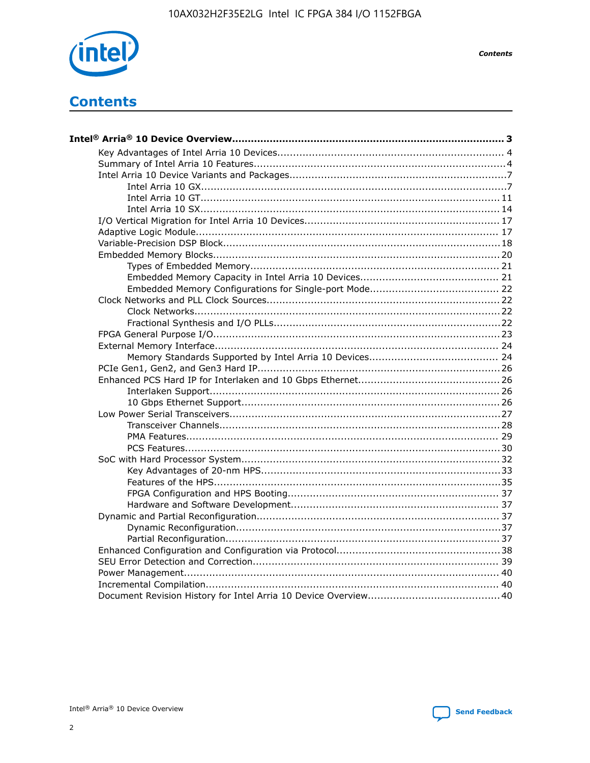# Contents

**Intel® Arria® 10 Device Overview....................................................................................... 3**

- Key Advantages of Intel Arria 10 Devices........................................................................ 4
- Summary of Intel Arria 10 Features................................................................................4
- Intel Arria 10 Device Variants and Packages.....................................................................7
    - Intel Arria 10 GX.................................................................................................7
    - Intel Arria 10 GT............................................................................................... 11
    - Intel Arria 10 SX............................................................................................... 14
- I/O Vertical Migration for Intel Arria 10 Devices.............................................................. 17
- Adaptive Logic Module................................................................................................. 17
- Variable-Precision DSP Block........................................................................................18
- Embedded Memory Blocks........................................................................................... 20
    - Types of Embedded Memory............................................................................... 21
    - Embedded Memory Capacity in Intel Arria 10 Devices............................................ 21
    - Embedded Memory Configurations for Single-port Mode......................................... 22
- Clock Networks and PLL Clock Sources.......................................................................... 22
    - Clock Networks.................................................................................................22
    - Fractional Synthesis and I/O PLLs........................................................................22
- FPGA General Purpose I/O...........................................................................................23
- External Memory Interface.......................................................................................... 24
    - Memory Standards Supported by Intel Arria 10 Devices......................................... 24
- PCIe Gen1, Gen2, and Gen3 Hard IP.............................................................................26
- Enhanced PCS Hard IP for Interlaken and 10 Gbps Ethernet.............................................26
    - Interlaken Support............................................................................................ 26
    - 10 Gbps Ethernet Support.................................................................................. 26
- Low Power Serial Transceivers......................................................................................27
    - Transceiver Channels.........................................................................................28
    - PMA Features................................................................................................... 29
    - PCS Features....................................................................................................30
- SoC with Hard Processor System..................................................................................32
    - Key Advantages of 20-nm HPS............................................................................33
    - Features of the HPS...........................................................................................35
    - FPGA Configuration and HPS Booting.................................................................... 37
    - Hardware and Software Development.................................................................. 37
- Dynamic and Partial Reconfiguration.............................................................................37
    - Dynamic Reconfiguration....................................................................................37
    - Partial Reconfiguration.......................................................................................37
- Enhanced Configuration and Configuration via Protocol....................................................38
- SEU Error Detection and Correction.............................................................................. 39
- Power Management.................................................................................................... 40
- Incremental Compilation............................................................................................. 40
- Document Revision History for Intel Arria 10 Device Overview..........................................40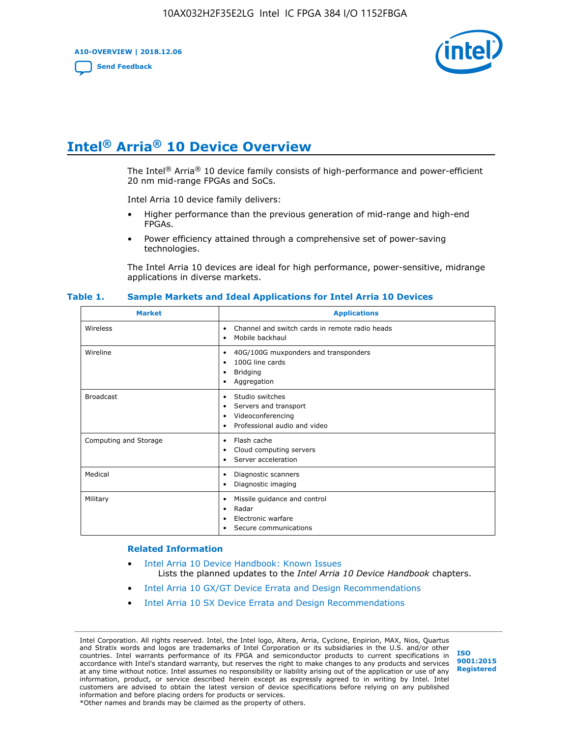# Intel® Arria® 10 Device Overview

The Intel® Arria® 10 device family consists of high-performance and power-efficient 20 nm mid-range FPGAs and SoCs.

Intel Arria 10 device family delivers:

- Higher performance than the previous generation of mid-range and high-end FPGAs.
- Power efficiency attained through a comprehensive set of power-saving technologies.

The Intel Arria 10 devices are ideal for high performance, power-sensitive, midrange applications in diverse markets.

**Table 1. Sample Markets and Ideal Applications for Intel Arria 10 Devices**

| Market | Applications |
|---|---|
| Wireless | • Channel and switch cards in remote radio heads<br>• Mobile backhaul |
| Wireline | • 40G/100G muxponders and transponders<br>• 100G line cards<br>• Bridging<br>• Aggregation |
| Broadcast | • Studio switches<br>• Servers and transport<br>• Videoconferencing<br>• Professional audio and video |
| Computing and Storage | • Flash cache<br>• Cloud computing servers<br>• Server acceleration |
| Medical | • Diagnostic scanners<br>• Diagnostic imaging |
| Military | • Missile guidance and control<br>• Radar<br>• Electronic warfare<br>• Secure communications |

### Related Information

- Intel Arria 10 Device Handbook: Known Issues
  Lists the planned updates to the *Intel Arria 10 Device Handbook* chapters.
- Intel Arria 10 GX/GT Device Errata and Design Recommendations
- Intel Arria 10 SX Device Errata and Design Recommendations

Intel Corporation. All rights reserved. Intel, the Intel logo, Altera, Arria, Cyclone, Enpirion, MAX, Nios, Quartus and Stratix words and logos are trademarks of Intel Corporation or its subsidiaries in the U.S. and/or other countries. Intel warrants performance of its FPGA and semiconductor products to current specifications in accordance with Intel's standard warranty, but reserves the right to make changes to any products and services at any time without notice. Intel assumes no responsibility or liability arising out of the application or use of any information, product, or service described herein except as expressly agreed to in writing by Intel. Intel customers are advised to obtain the latest version of device specifications before relying on any published information and before placing orders for products or services.
*Other names and brands may be claimed as the property of others.

ISO 9001:2015 Registered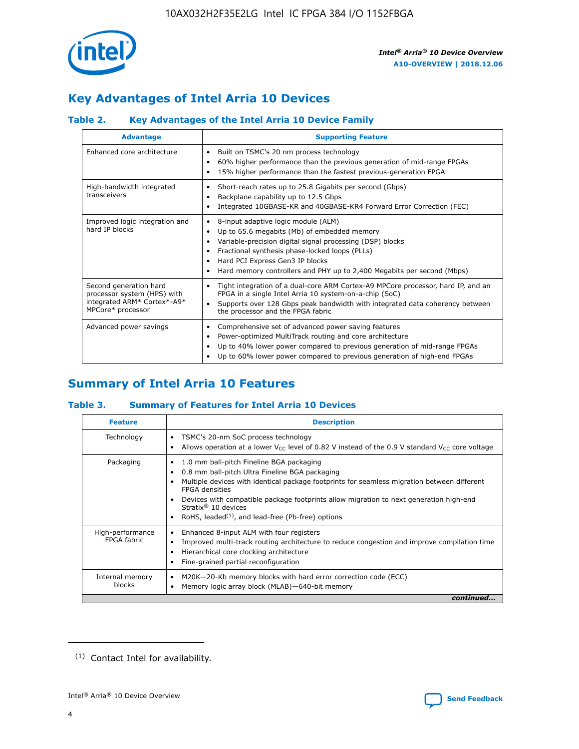## Key Advantages of Intel Arria 10 Devices

### Table 2. Key Advantages of the Intel Arria 10 Device Family

| Advantage | Supporting Feature |
|---|---|
| Enhanced core architecture | • Built on TSMC's 20 nm process technology<br>• 60% higher performance than the previous generation of mid-range FPGAs<br>• 15% higher performance than the fastest previous-generation FPGA |
| High-bandwidth integrated transceivers | • Short-reach rates up to 25.8 Gigabits per second (Gbps)<br>• Backplane capability up to 12.5 Gbps<br>• Integrated 10GBASE-KR and 40GBASE-KR4 Forward Error Correction (FEC) |
| Improved logic integration and hard IP blocks | • 8-input adaptive logic module (ALM)<br>• Up to 65.6 megabits (Mb) of embedded memory<br>• Variable-precision digital signal processing (DSP) blocks<br>• Fractional synthesis phase-locked loops (PLLs)<br>• Hard PCI Express Gen3 IP blocks<br>• Hard memory controllers and PHY up to 2,400 Megabits per second (Mbps) |
| Second generation hard processor system (HPS) with integrated ARM* Cortex*-A9* MPCore* processor | • Tight integration of a dual-core ARM Cortex-A9 MPCore processor, hard IP, and an FPGA in a single Intel Arria 10 system-on-a-chip (SoC)<br>• Supports over 128 Gbps peak bandwidth with integrated data coherency between the processor and the FPGA fabric |
| Advanced power savings | • Comprehensive set of advanced power saving features<br>• Power-optimized MultiTrack routing and core architecture<br>• Up to 40% lower power compared to previous generation of mid-range FPGAs<br>• Up to 60% lower power compared to previous generation of high-end FPGAs |

## Summary of Intel Arria 10 Features

### Table 3. Summary of Features for Intel Arria 10 Devices

| Feature | Description |
|---|---|
| Technology | • TSMC's 20-nm SoC process technology<br>• Allows operation at a lower $V_{CC}$ level of 0.82 V instead of the 0.9 V standard $V_{CC}$ core voltage |
| Packaging | • 1.0 mm ball-pitch Fineline BGA packaging<br>• 0.8 mm ball-pitch Ultra Fineline BGA packaging<br>• Multiple devices with identical package footprints for seamless migration between different FPGA densities<br>• Devices with compatible package footprints allow migration to next generation high-end Stratix® 10 devices<br>• RoHS, leaded[(1)], and lead-free (Pb-free) options |
| High-performance FPGA fabric | • Enhanced 8-input ALM with four registers<br>• Improved multi-track routing architecture to reduce congestion and improve compilation time<br>• Hierarchical core clocking architecture<br>• Fine-grained partial reconfiguration |
| Internal memory blocks | • M20K—20-Kb memory blocks with hard error correction code (ECC)<br>• Memory logic array block (MLAB)—640-bit memory |

*continued...*

(1) Contact Intel for availability.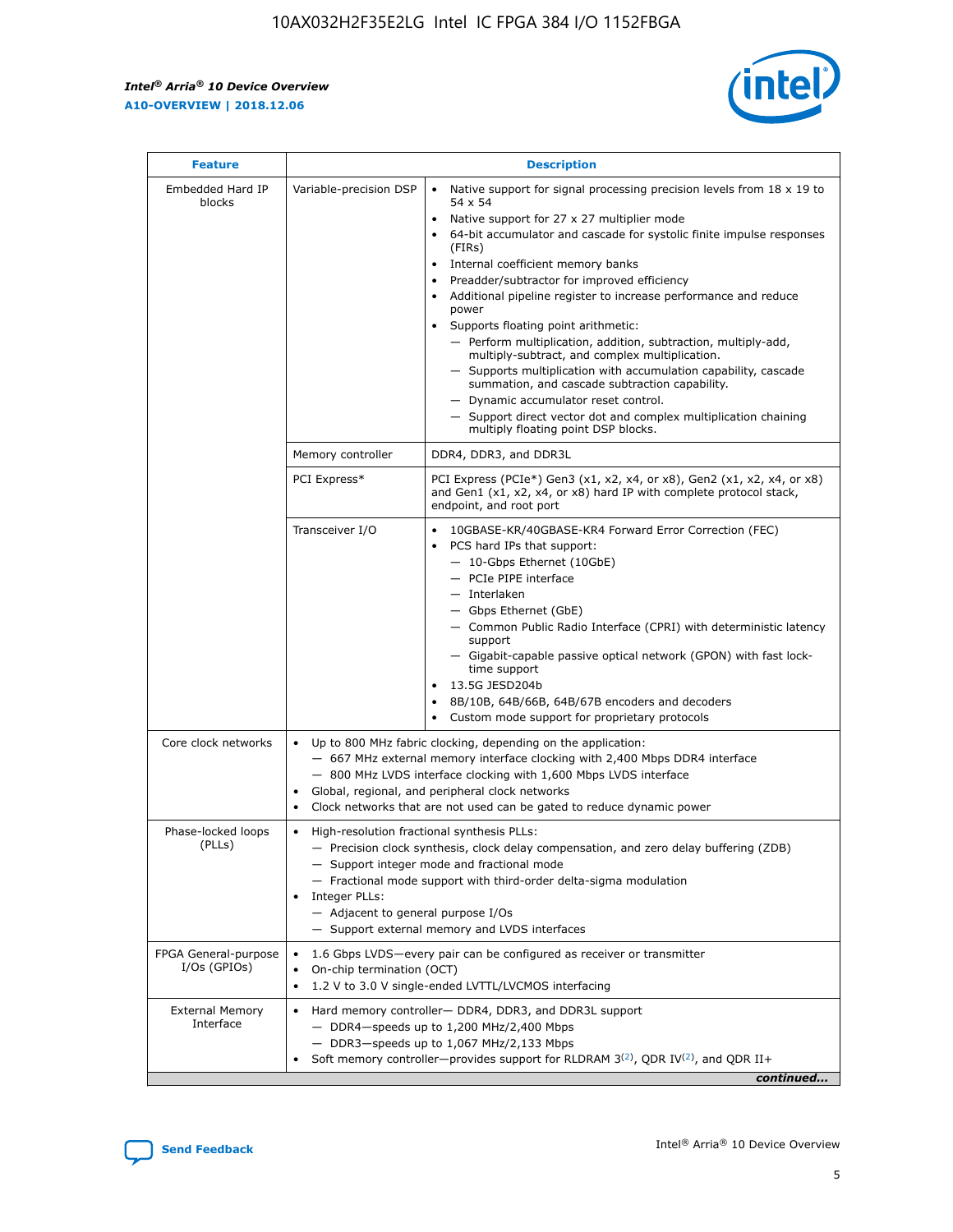| Feature | Description | |
|---|---|---|
| Embedded Hard IP blocks | Variable-precision DSP | • Native support for signal processing precision levels from 18 x 19 to 54 x 54<br>• Native support for 27 x 27 multiplier mode<br>• 64-bit accumulator and cascade for systolic finite impulse responses (FIRs)<br>• Internal coefficient memory banks<br>• Preadder/subtractor for improved efficiency<br>• Additional pipeline register to increase performance and reduce power<br>• Supports floating point arithmetic:<br>— Perform multiplication, addition, subtraction, multiply-add, multiply-subtract, and complex multiplication.<br>— Supports multiplication with accumulation capability, cascade summation, and cascade subtraction capability.<br>— Dynamic accumulator reset control.<br>— Support direct vector dot and complex multiplication chaining multiply floating point DSP blocks. |
| | Memory controller | DDR4, DDR3, and DDR3L |
| | PCI Express* | PCI Express (PCIe*) Gen3 (x1, x2, x4, or x8), Gen2 (x1, x2, x4, or x8) and Gen1 (x1, x2, x4, or x8) hard IP with complete protocol stack, endpoint, and root port |
| | Transceiver I/O | • 10GBASE-KR/40GBASE-KR4 Forward Error Correction (FEC)<br>• PCS hard IPs that support:<br>— 10-Gbps Ethernet (10GbE)<br>— PCIe PIPE interface<br>— Interlaken<br>— Gbps Ethernet (GbE)<br>— Common Public Radio Interface (CPRI) with deterministic latency support<br>— Gigabit-capable passive optical network (GPON) with fast lock-time support<br>• 13.5G JESD204b<br>• 8B/10B, 64B/66B, 64B/67B encoders and decoders<br>• Custom mode support for proprietary protocols |
| Core clock networks | • Up to 800 MHz fabric clocking, depending on the application:<br>— 667 MHz external memory interface clocking with 2,400 Mbps DDR4 interface<br>— 800 MHz LVDS interface clocking with 1,600 Mbps LVDS interface<br>• Global, regional, and peripheral clock networks<br>• Clock networks that are not used can be gated to reduce dynamic power | |
| Phase-locked loops (PLLs) | • High-resolution fractional synthesis PLLs:<br>— Precision clock synthesis, clock delay compensation, and zero delay buffering (ZDB)<br>— Support integer mode and fractional mode<br>— Fractional mode support with third-order delta-sigma modulation<br>• Integer PLLs:<br>— Adjacent to general purpose I/Os<br>— Support external memory and LVDS interfaces | |
| FPGA General-purpose I/Os (GPIOs) | • 1.6 Gbps LVDS—every pair can be configured as receiver or transmitter<br>• On-chip termination (OCT)<br>• 1.2 V to 3.0 V single-ended LVTTL/LVCMOS interfacing | |
| External Memory Interface | • Hard memory controller— DDR4, DDR3, and DDR3L support<br>— DDR4—speeds up to 1,200 MHz/2,400 Mbps<br>— DDR3—speeds up to 1,067 MHz/2,133 Mbps<br>• Soft memory controller—provides support for RLDRAM 3[(2)], QDR IV[(2)], and QDR II+ | |

*continued...*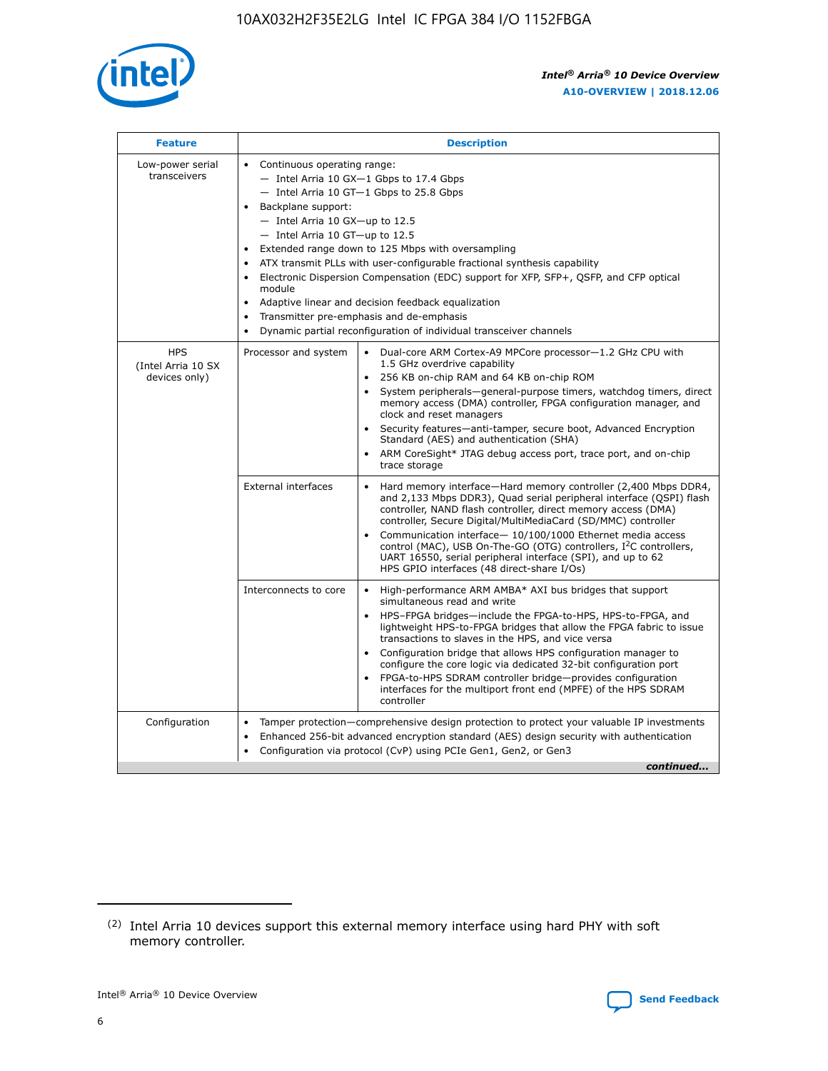| Feature | Description | |
|---|---|---|
| Low-power serial transceivers | • Continuous operating range:<br>— Intel Arria 10 GX—1 Gbps to 17.4 Gbps<br>— Intel Arria 10 GT—1 Gbps to 25.8 Gbps<br>• Backplane support:<br>— Intel Arria 10 GX—up to 12.5<br>— Intel Arria 10 GT—up to 12.5<br>• Extended range down to 125 Mbps with oversampling<br>• ATX transmit PLLs with user-configurable fractional synthesis capability<br>• Electronic Dispersion Compensation (EDC) support for XFP, SFP+, QSFP, and CFP optical module<br>• Adaptive linear and decision feedback equalization<br>• Transmitter pre-emphasis and de-emphasis<br>• Dynamic partial reconfiguration of individual transceiver channels | |
| HPS (Intel Arria 10 SX devices only) | Processor and system | • Dual-core ARM Cortex-A9 MPCore processor—1.2 GHz CPU with 1.5 GHz overdrive capability<br>• 256 KB on-chip RAM and 64 KB on-chip ROM<br>• System peripherals—general-purpose timers, watchdog timers, direct memory access (DMA) controller, FPGA configuration manager, and clock and reset managers<br>• Security features—anti-tamper, secure boot, Advanced Encryption Standard (AES) and authentication (SHA)<br>• ARM CoreSight* JTAG debug access port, trace port, and on-chip trace storage |
| | External interfaces | • Hard memory interface—Hard memory controller (2,400 Mbps DDR4, and 2,133 Mbps DDR3), Quad serial peripheral interface (QSPI) flash controller, NAND flash controller, direct memory access (DMA) controller, Secure Digital/MultiMediaCard (SD/MMC) controller<br>• Communication interface— 10/100/1000 Ethernet media access control (MAC), USB On-The-GO (OTG) controllers, I²C controllers, UART 16550, serial peripheral interface (SPI), and up to 62 HPS GPIO interfaces (48 direct-share I/Os) |
| | Interconnects to core | • High-performance ARM AMBA* AXI bus bridges that support simultaneous read and write<br>• HPS–FPGA bridges—include the FPGA-to-HPS, HPS-to-FPGA, and lightweight HPS-to-FPGA bridges that allow the FPGA fabric to issue transactions to slaves in the HPS, and vice versa<br>• Configuration bridge that allows HPS configuration manager to configure the core logic via dedicated 32-bit configuration port<br>• FPGA-to-HPS SDRAM controller bridge—provides configuration interfaces for the multiport front end (MPFE) of the HPS SDRAM controller |
| Configuration | • Tamper protection—comprehensive design protection to protect your valuable IP investments<br>• Enhanced 256-bit advanced encryption standard (AES) design security with authentication<br>• Configuration via protocol (CvP) using PCIe Gen1, Gen2, or Gen3 | |

*continued...*

(2) Intel Arria 10 devices support this external memory interface using hard PHY with soft memory controller.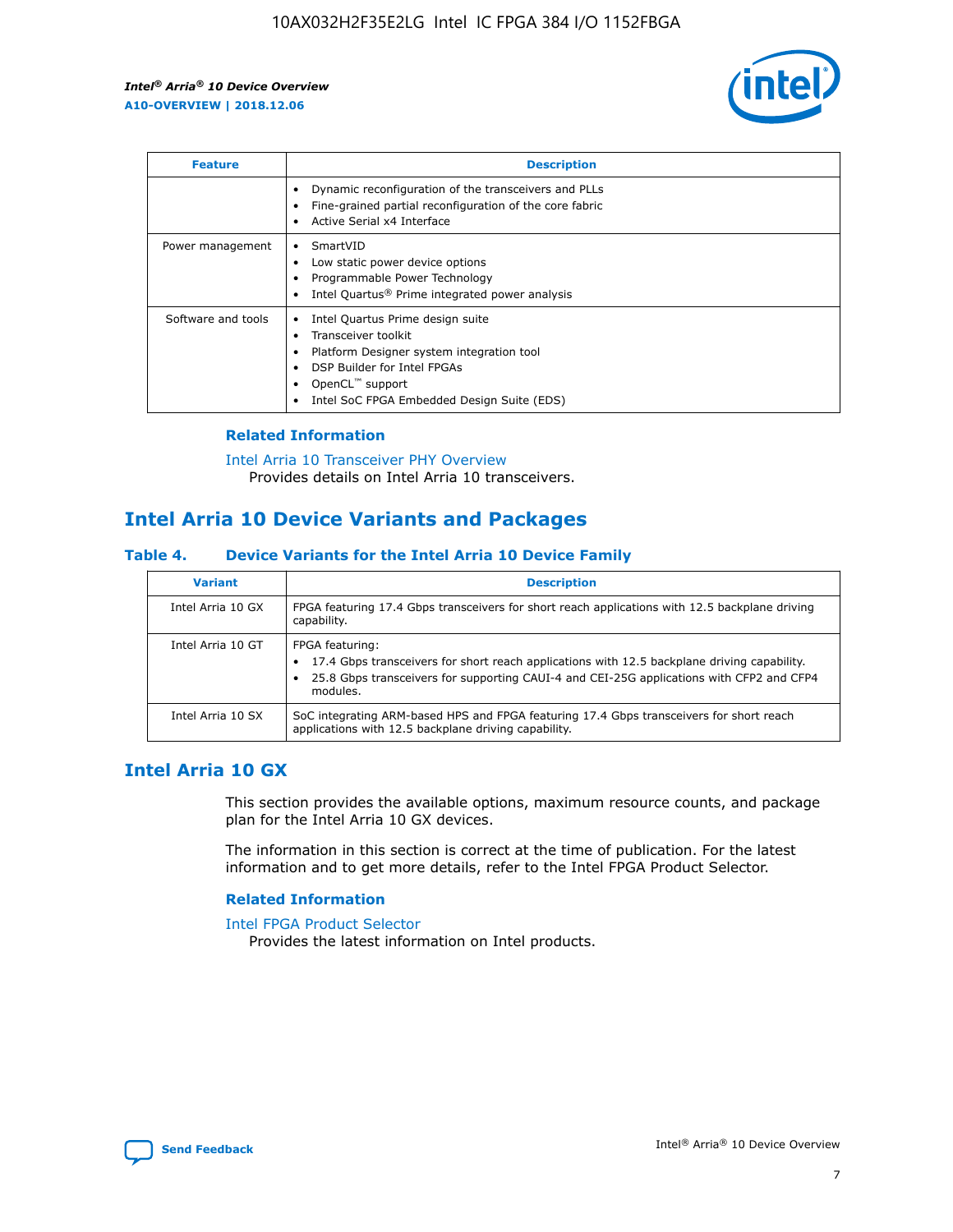| Feature | Description |
|---|---|
| | • Dynamic reconfiguration of the transceivers and PLLs<br>• Fine-grained partial reconfiguration of the core fabric<br>• Active Serial x4 Interface |
| Power management | • SmartVID<br>• Low static power device options<br>• Programmable Power Technology<br>• Intel Quartus® Prime integrated power analysis |
| Software and tools | • Intel Quartus Prime design suite<br>• Transceiver toolkit<br>• Platform Designer system integration tool<br>• DSP Builder for Intel FPGAs<br>• OpenCL™ support<br>• Intel SoC FPGA Embedded Design Suite (EDS) |

### Related Information

Intel Arria 10 Transceiver PHY Overview
Provides details on Intel Arria 10 transceivers.

## Intel Arria 10 Device Variants and Packages

### Table 4. Device Variants for the Intel Arria 10 Device Family

| Variant | Description |
|---|---|
| Intel Arria 10 GX | FPGA featuring 17.4 Gbps transceivers for short reach applications with 12.5 backplane driving capability. |
| Intel Arria 10 GT | FPGA featuring:<br>• 17.4 Gbps transceivers for short reach applications with 12.5 backplane driving capability.<br>• 25.8 Gbps transceivers for supporting CAUI-4 and CEI-25G applications with CFP2 and CFP4 modules. |
| Intel Arria 10 SX | SoC integrating ARM-based HPS and FPGA featuring 17.4 Gbps transceivers for short reach applications with 12.5 backplane driving capability. |

## Intel Arria 10 GX

This section provides the available options, maximum resource counts, and package plan for the Intel Arria 10 GX devices.

The information in this section is correct at the time of publication. For the latest information and to get more details, refer to the Intel FPGA Product Selector.

### Related Information

Intel FPGA Product Selector
Provides the latest information on Intel products.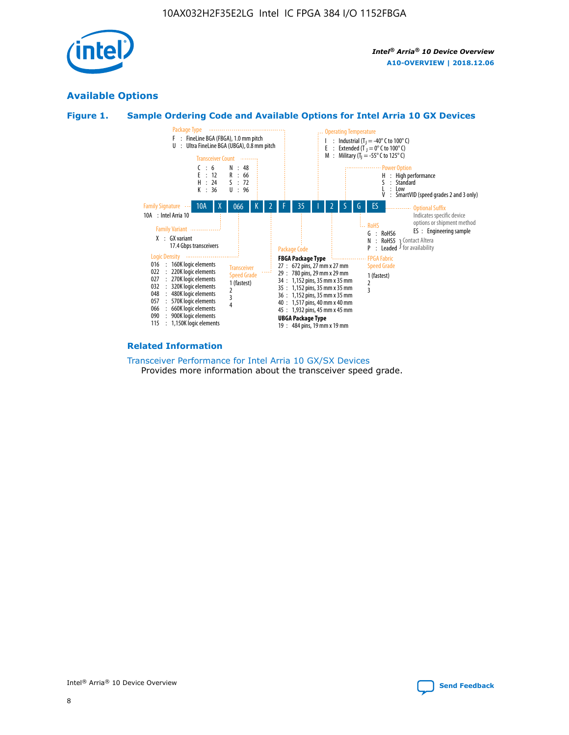## Available Options

### Figure 1. Sample Ordering Code and Available Options for Intel Arria 10 GX Devices

| 10A | X | 066 | K | 2 | F | 35 | I | 2 | S | G | ES |
|---|---|---|---|---|---|---|---|---|---|---|---|

**Family Signature**
10A : Intel Arria 10

**Family Variant**
X : GX variant
17.4 Gbps transceivers

**Logic Density**
016 : 160K logic elements
022 : 220K logic elements
027 : 270K logic elements
032 : 320K logic elements
048 : 480K logic elements
057 : 570K logic elements
066 : 660K logic elements
090 : 900K logic elements
115 : 1,150K logic elements

**Transceiver Count**
C : 6
E : 12
H : 24
K : 36
N : 48
R : 66
S : 72
U : 96

**Transceiver Speed Grade**
1 (fastest)
2
3
4

**Package Type**
F : FineLine BGA (FBGA), 1.0 mm pitch
U : Ultra FineLine BGA (UBGA), 0.8 mm pitch

**Package Code**

FBGA Package Type
27 : 672 pins, 27 mm x 27 mm
29 : 780 pins, 29 mm x 29 mm
34 : 1,152 pins, 35 mm x 35 mm
35 : 1,152 pins, 35 mm x 35 mm
36 : 1,152 pins, 35 mm x 35 mm
40 : 1,517 pins, 40 mm x 40 mm
45 : 1,932 pins, 45 mm x 45 mm

UBGA Package Type
19 : 484 pins, 19 mm x 19 mm

**Operating Temperature**
I : Industrial ($T_J$ = -40° C to 100° C)
E : Extended ($T_J$ = 0° C to 100° C)
M : Military ($T_J$ = -55° C to 125° C)

**FPGA Fabric Speed Grade**
1 (fastest)
2
3

**Power Option**
H : High performance
S : Standard
L : Low
V : SmartVID (speed grades 2 and 3 only)

**RoHS**
G : RoHS6
N : RoHS5 } Contact Altera for availability
P : Leaded } Contact Altera for availability

**Optional Suffix**
Indicates specific device options or shipment method
ES : Engineering sample

### Related Information

Transceiver Performance for Intel Arria 10 GX/SX Devices
Provides more information about the transceiver speed grade.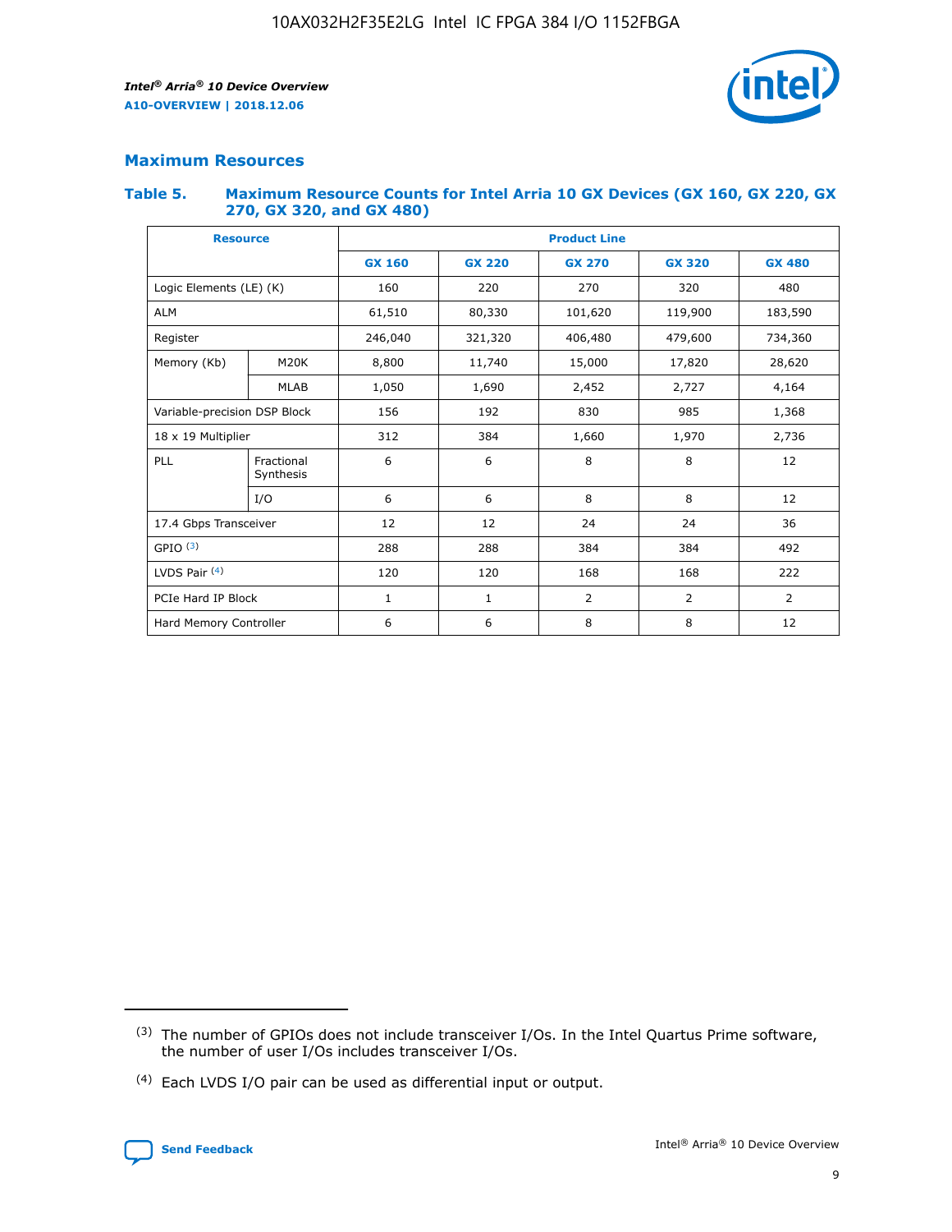## Maximum Resources

### Table 5. Maximum Resource Counts for Intel Arria 10 GX Devices (GX 160, GX 220, GX 270, GX 320, and GX 480)

| Resource | | Product Line | | | | |
|---|---|---|---|---|---|---|
| | | GX 160 | GX 220 | GX 270 | GX 320 | GX 480 |
| Logic Elements (LE) (K) | | 160 | 220 | 270 | 320 | 480 |
| ALM | | 61,510 | 80,330 | 101,620 | 119,900 | 183,590 |
| Register | | 246,040 | 321,320 | 406,480 | 479,600 | 734,360 |
| Memory (Kb) | M20K | 8,800 | 11,740 | 15,000 | 17,820 | 28,620 |
| | MLAB | 1,050 | 1,690 | 2,452 | 2,727 | 4,164 |
| Variable-precision DSP Block | | 156 | 192 | 830 | 985 | 1,368 |
| 18 x 19 Multiplier | | 312 | 384 | 1,660 | 1,970 | 2,736 |
| PLL | Fractional Synthesis | 6 | 6 | 8 | 8 | 12 |
| | I/O | 6 | 6 | 8 | 8 | 12 |
| 17.4 Gbps Transceiver | | 12 | 12 | 24 | 24 | 36 |
| GPIO [(3)] | | 288 | 288 | 384 | 384 | 492 |
| LVDS Pair [(4)] | | 120 | 120 | 168 | 168 | 222 |
| PCIe Hard IP Block | | 1 | 1 | 2 | 2 | 2 |
| Hard Memory Controller | | 6 | 6 | 8 | 8 | 12 |

(3) The number of GPIOs does not include transceiver I/Os. In the Intel Quartus Prime software, the number of user I/Os includes transceiver I/Os.

(4) Each LVDS I/O pair can be used as differential input or output.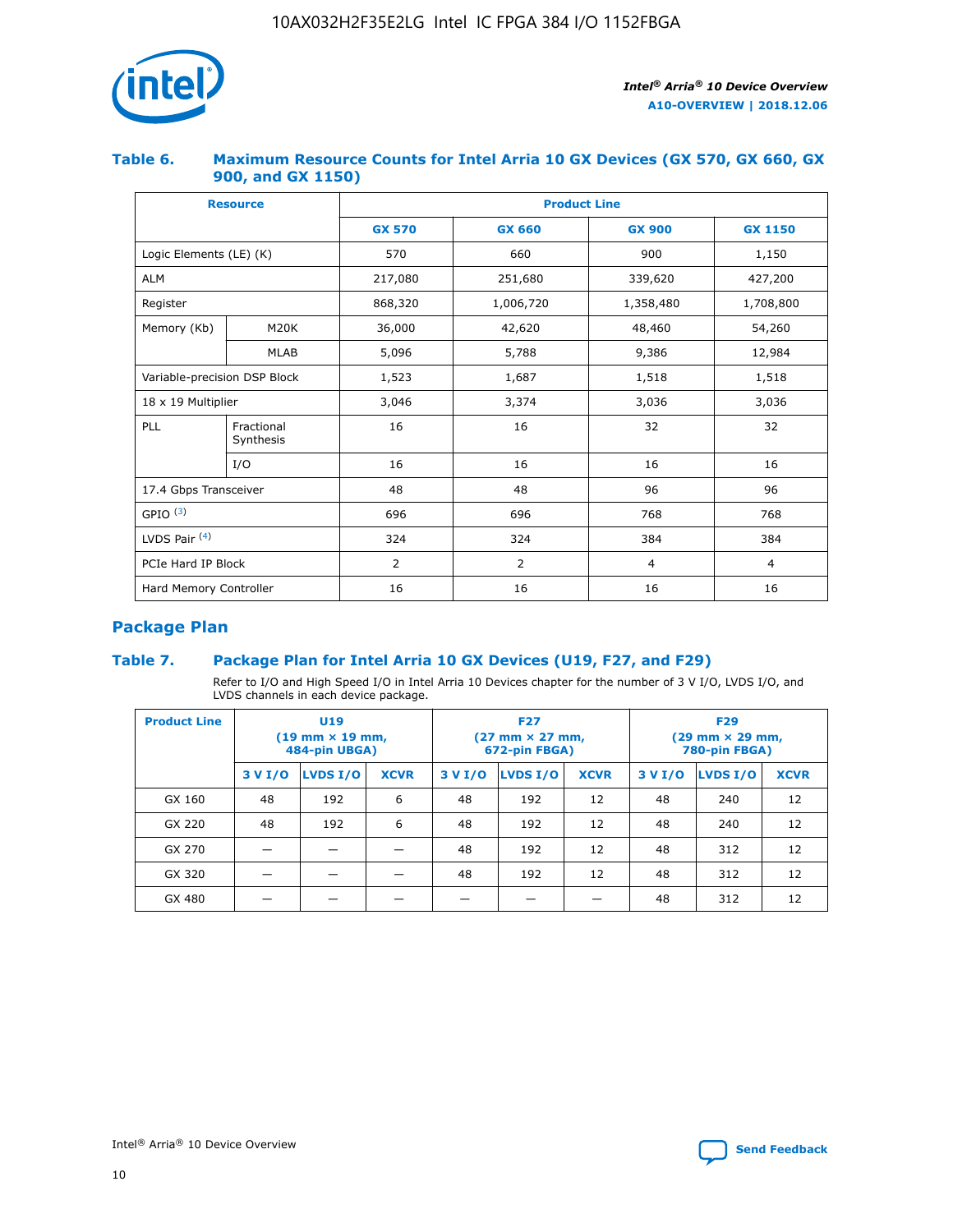### Table 6. Maximum Resource Counts for Intel Arria 10 GX Devices (GX 570, GX 660, GX 900, and GX 1150)

| Resource | | Product Line | | | |
|---|---|---|---|---|---|
| | | GX 570 | GX 660 | GX 900 | GX 1150 |
| Logic Elements (LE) (K) | | 570 | 660 | 900 | 1,150 |
| ALM | | 217,080 | 251,680 | 339,620 | 427,200 |
| Register | | 868,320 | 1,006,720 | 1,358,480 | 1,708,800 |
| Memory (Kb) | M20K | 36,000 | 42,620 | 48,460 | 54,260 |
| | MLAB | 5,096 | 5,788 | 9,386 | 12,984 |
| Variable-precision DSP Block | | 1,523 | 1,687 | 1,518 | 1,518 |
| 18 x 19 Multiplier | | 3,046 | 3,374 | 3,036 | 3,036 |
| PLL | Fractional Synthesis | 16 | 16 | 32 | 32 |
| | I/O | 16 | 16 | 16 | 16 |
| 17.4 Gbps Transceiver | | 48 | 48 | 96 | 96 |
| GPIO [(3)] | | 696 | 696 | 768 | 768 |
| LVDS Pair [(4)] | | 324 | 324 | 384 | 384 |
| PCIe Hard IP Block | | 2 | 2 | 4 | 4 |
| Hard Memory Controller | | 16 | 16 | 16 | 16 |

## Package Plan

### Table 7. Package Plan for Intel Arria 10 GX Devices (U19, F27, and F29)

Refer to I/O and High Speed I/O in Intel Arria 10 Devices chapter for the number of 3 V I/O, LVDS I/O, and LVDS channels in each device package.

| Product Line | U19 (19 mm × 19 mm, 484-pin UBGA) | | | F27 (27 mm × 27 mm, 672-pin FBGA) | | | F29 (29 mm × 29 mm, 780-pin FBGA) | | |
|---|---|---|---|---|---|---|---|---|---|
| | 3 V I/O | LVDS I/O | XCVR | 3 V I/O | LVDS I/O | XCVR | 3 V I/O | LVDS I/O | XCVR |
| GX 160 | 48 | 192 | 6 | 48 | 192 | 12 | 48 | 240 | 12 |
| GX 220 | 48 | 192 | 6 | 48 | 192 | 12 | 48 | 240 | 12 |
| GX 270 | — | — | — | 48 | 192 | 12 | 48 | 312 | 12 |
| GX 320 | — | — | — | 48 | 192 | 12 | 48 | 312 | 12 |
| GX 480 | — | — | — | — | — | — | 48 | 312 | 12 |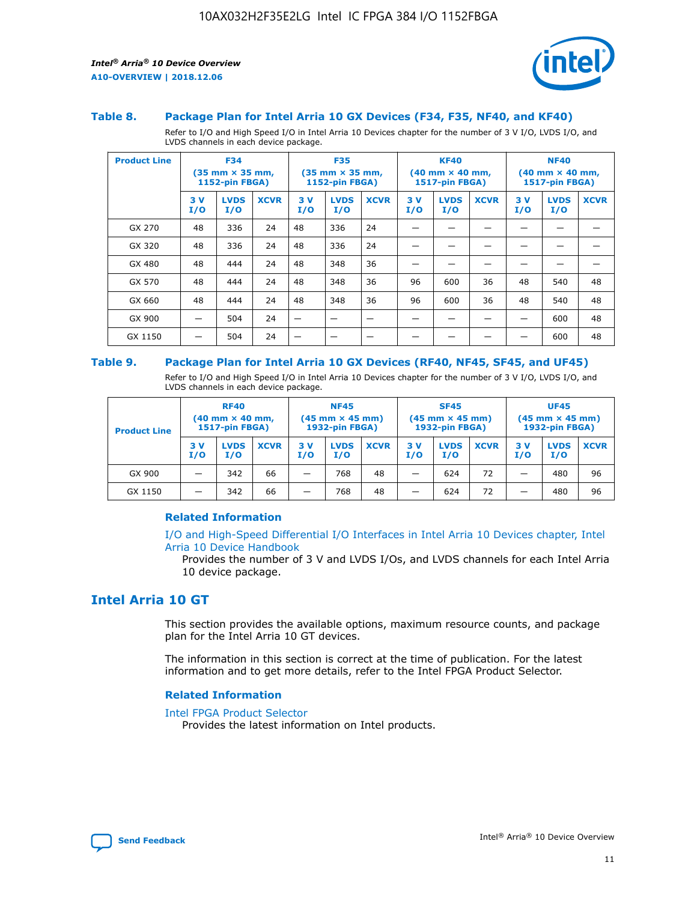### Table 8. Package Plan for Intel Arria 10 GX Devices (F34, F35, NF40, and KF40)

Refer to I/O and High Speed I/O in Intel Arria 10 Devices chapter for the number of 3 V I/O, LVDS I/O, and LVDS channels in each device package.

| Product Line | F34 (35 mm × 35 mm, 1152-pin FBGA) | | | F35 (35 mm × 35 mm, 1152-pin FBGA) | | | KF40 (40 mm × 40 mm, 1517-pin FBGA) | | | NF40 (40 mm × 40 mm, 1517-pin FBGA) | | |
|---|---|---|---|---|---|---|---|---|---|---|---|---|
| | 3 V I/O | LVDS I/O | XCVR | 3 V I/O | LVDS I/O | XCVR | 3 V I/O | LVDS I/O | XCVR | 3 V I/O | LVDS I/O | XCVR |
| GX 270 | 48 | 336 | 24 | 48 | 336 | 24 | — | — | — | — | — | — |
| GX 320 | 48 | 336 | 24 | 48 | 336 | 24 | — | — | — | — | — | — |
| GX 480 | 48 | 444 | 24 | 48 | 348 | 36 | — | — | — | — | — | — |
| GX 570 | 48 | 444 | 24 | 48 | 348 | 36 | 96 | 600 | 36 | 48 | 540 | 48 |
| GX 660 | 48 | 444 | 24 | 48 | 348 | 36 | 96 | 600 | 36 | 48 | 540 | 48 |
| GX 900 | — | 504 | 24 | — | — | — | — | — | — | — | 600 | 48 |
| GX 1150 | — | 504 | 24 | — | — | — | — | — | — | — | 600 | 48 |

### Table 9. Package Plan for Intel Arria 10 GX Devices (RF40, NF45, SF45, and UF45)

Refer to I/O and High Speed I/O in Intel Arria 10 Devices chapter for the number of 3 V I/O, LVDS I/O, and LVDS channels in each device package.

| Product Line | RF40 (40 mm × 40 mm, 1517-pin FBGA) | | | NF45 (45 mm × 45 mm) 1932-pin FBGA) | | | SF45 (45 mm × 45 mm) 1932-pin FBGA) | | | UF45 (45 mm × 45 mm) 1932-pin FBGA) | | |
|---|---|---|---|---|---|---|---|---|---|---|---|---|
| | 3 V I/O | LVDS I/O | XCVR | 3 V I/O | LVDS I/O | XCVR | 3 V I/O | LVDS I/O | XCVR | 3 V I/O | LVDS I/O | XCVR |
| GX 900 | — | 342 | 66 | — | 768 | 48 | — | 624 | 72 | — | 480 | 96 |
| GX 1150 | — | 342 | 66 | — | 768 | 48 | — | 624 | 72 | — | 480 | 96 |

#### Related Information

I/O and High-Speed Differential I/O Interfaces in Intel Arria 10 Devices chapter, Intel Arria 10 Device Handbook

Provides the number of 3 V and LVDS I/Os, and LVDS channels for each Intel Arria 10 device package.

## Intel Arria 10 GT

This section provides the available options, maximum resource counts, and package plan for the Intel Arria 10 GT devices.

The information in this section is correct at the time of publication. For the latest information and to get more details, refer to the Intel FPGA Product Selector.

#### Related Information

Intel FPGA Product Selector

Provides the latest information on Intel products.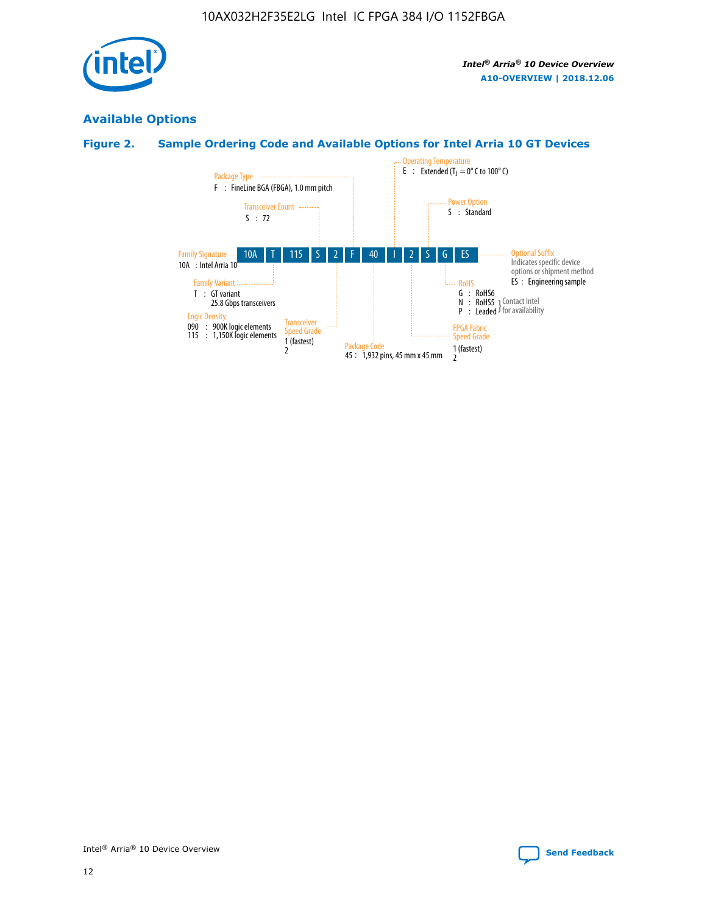## Available Options

### Figure 2. Sample Ordering Code and Available Options for Intel Arria 10 GT Devices

| 10A | T | 115 | S | 2 | F | 40 | I | 2 | S | G | ES |
|---|---|---|---|---|---|---|---|---|---|---|---|

**Family Signature**
10A : Intel Arria 10

**Family Variant**
T : GT variant
25.8 Gbps transceivers

**Logic Density**
090 : 900K logic elements
115 : 1,150K logic elements

**Transceiver Count**
S : 72

**Transceiver Speed Grade**
1 (fastest)
2

**Package Type**
F : FineLine BGA (FBGA), 1.0 mm pitch

**Package Code**
45 : 1,932 pins, 45 mm x 45 mm

**Operating Temperature**
E : Extended ($T_J$ = 0° C to 100° C)

**FPGA Fabric Speed Grade**
1 (fastest)
2

**Power Option**
S : Standard

**RoHS**
G : RoHS6
N : RoHS5 } Contact Intel for availability
P : Leaded } Contact Intel for availability

**Optional Suffix**
Indicates specific device options or shipment method
ES : Engineering sample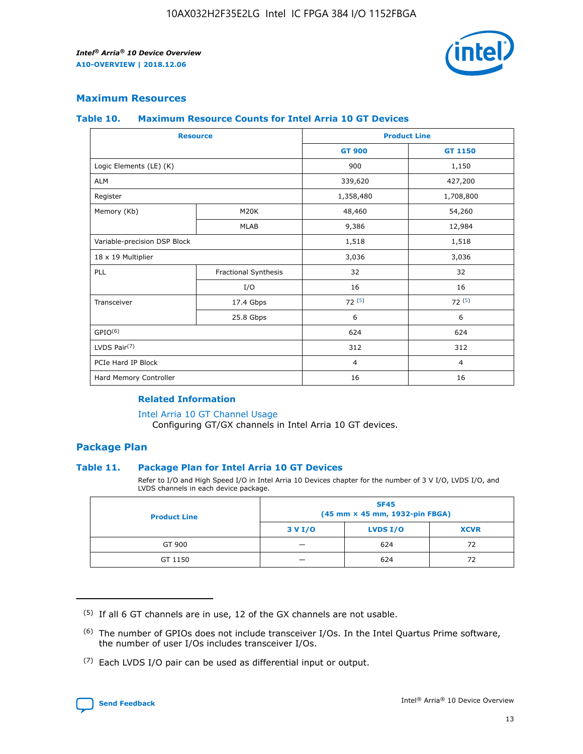## Maximum Resources

### Table 10. Maximum Resource Counts for Intel Arria 10 GT Devices

| Resource | | Product Line | |
|---|---|---|---|
| | | GT 900 | GT 1150 |
| Logic Elements (LE) (K) | | 900 | 1,150 |
| ALM | | 339,620 | 427,200 |
| Register | | 1,358,480 | 1,708,800 |
| Memory (Kb) | M20K | 48,460 | 54,260 |
| | MLAB | 9,386 | 12,984 |
| Variable-precision DSP Block | | 1,518 | 1,518 |
| 18 x 19 Multiplier | | 3,036 | 3,036 |
| PLL | Fractional Synthesis | 32 | 32 |
| | I/O | 16 | 16 |
| Transceiver | 17.4 Gbps | 72 (5) | 72 (5) |
| | 25.8 Gbps | 6 | 6 |
| GPIO(6) | | 624 | 624 |
| LVDS Pair(7) | | 312 | 312 |
| PCIe Hard IP Block | | 4 | 4 |
| Hard Memory Controller | | 16 | 16 |

#### Related Information

Intel Arria 10 GT Channel Usage
Configuring GT/GX channels in Intel Arria 10 GT devices.

## Package Plan

### Table 11. Package Plan for Intel Arria 10 GT Devices

Refer to I/O and High Speed I/O in Intel Arria 10 Devices chapter for the number of 3 V I/O, LVDS I/O, and LVDS channels in each device package.

| Product Line | SF45 (45 mm × 45 mm, 1932-pin FBGA) | | |
|---|---|---|---|
| | 3 V I/O | LVDS I/O | XCVR |
| GT 900 | — | 624 | 72 |
| GT 1150 | — | 624 | 72 |

(5) If all 6 GT channels are in use, 12 of the GX channels are not usable.

(6) The number of GPIOs does not include transceiver I/Os. In the Intel Quartus Prime software, the number of user I/Os includes transceiver I/Os.

(7) Each LVDS I/O pair can be used as differential input or output.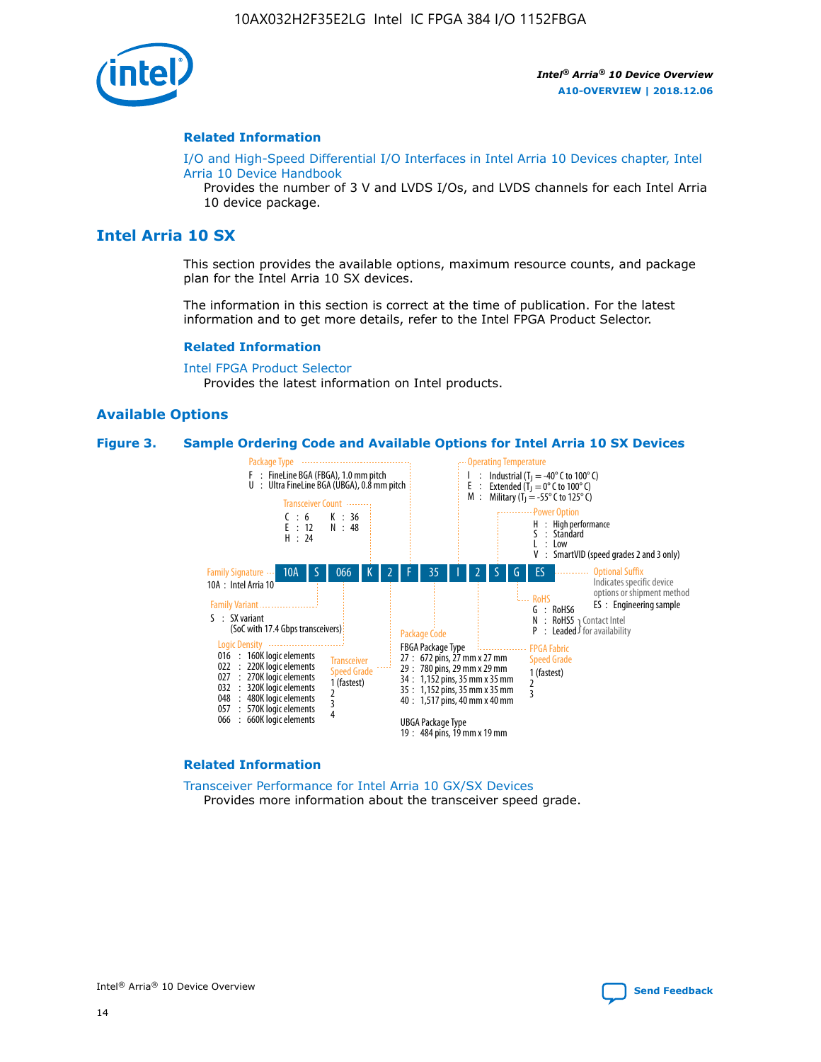### Related Information

I/O and High-Speed Differential I/O Interfaces in Intel Arria 10 Devices chapter, Intel Arria 10 Device Handbook

Provides the number of 3 V and LVDS I/Os, and LVDS channels for each Intel Arria 10 device package.

## Intel Arria 10 SX

This section provides the available options, maximum resource counts, and package plan for the Intel Arria 10 SX devices.

The information in this section is correct at the time of publication. For the latest information and to get more details, refer to the Intel FPGA Product Selector.

### Related Information

Intel FPGA Product Selector

Provides the latest information on Intel products.

### Available Options

**Figure 3. Sample Ordering Code and Available Options for Intel Arria 10 SX Devices**

Sample ordering code: 10A S 066 K 2 F 35 I 2 S G ES

- **Family Signature**
  - 10A : Intel Arria 10
- **Family Variant**
  - S : SX variant (SoC with 17.4 Gbps transceivers)
- **Logic Density**
  - 016 : 160K logic elements
  - 022 : 220K logic elements
  - 027 : 270K logic elements
  - 032 : 320K logic elements
  - 048 : 480K logic elements
  - 057 : 570K logic elements
  - 066 : 660K logic elements
- **Transceiver Count**
  - C : 6
  - E : 12
  - H : 24
  - K : 36
  - N : 48
- **Transceiver Speed Grade**
  - 1 (fastest)
  - 2
  - 3
  - 4
- **Package Type**
  - F : FineLine BGA (FBGA), 1.0 mm pitch
  - U : Ultra FineLine BGA (UBGA), 0.8 mm pitch
- **Package Code**
  - FBGA Package Type
    - 27 : 672 pins, 27 mm x 27 mm
    - 29 : 780 pins, 29 mm x 29 mm
    - 34 : 1,152 pins, 35 mm x 35 mm
    - 35 : 1,152 pins, 35 mm x 35 mm
    - 40 : 1,517 pins, 40 mm x 40 mm
  - UBGA Package Type
    - 19 : 484 pins, 19 mm x 19 mm
- **Operating Temperature**
  - I : Industrial ($T_J$ = -40° C to 100° C)
  - E : Extended ($T_J$ = 0° C to 100° C)
  - M : Military ($T_J$ = -55° C to 125° C)
- **FPGA Fabric Speed Grade**
  - 1 (fastest)
  - 2
  - 3
- **Power Option**
  - H : High performance
  - S : Standard
  - L : Low
  - V : SmartVID (speed grades 2 and 3 only)
- **RoHS**
  - G : RoHS6
  - N : RoHS5 (Contact Intel for availability)
  - P : Leaded (Contact Intel for availability)
- **Optional Suffix**
  - Indicates specific device options or shipment method
  - ES : Engineering sample

### Related Information

Transceiver Performance for Intel Arria 10 GX/SX Devices

Provides more information about the transceiver speed grade.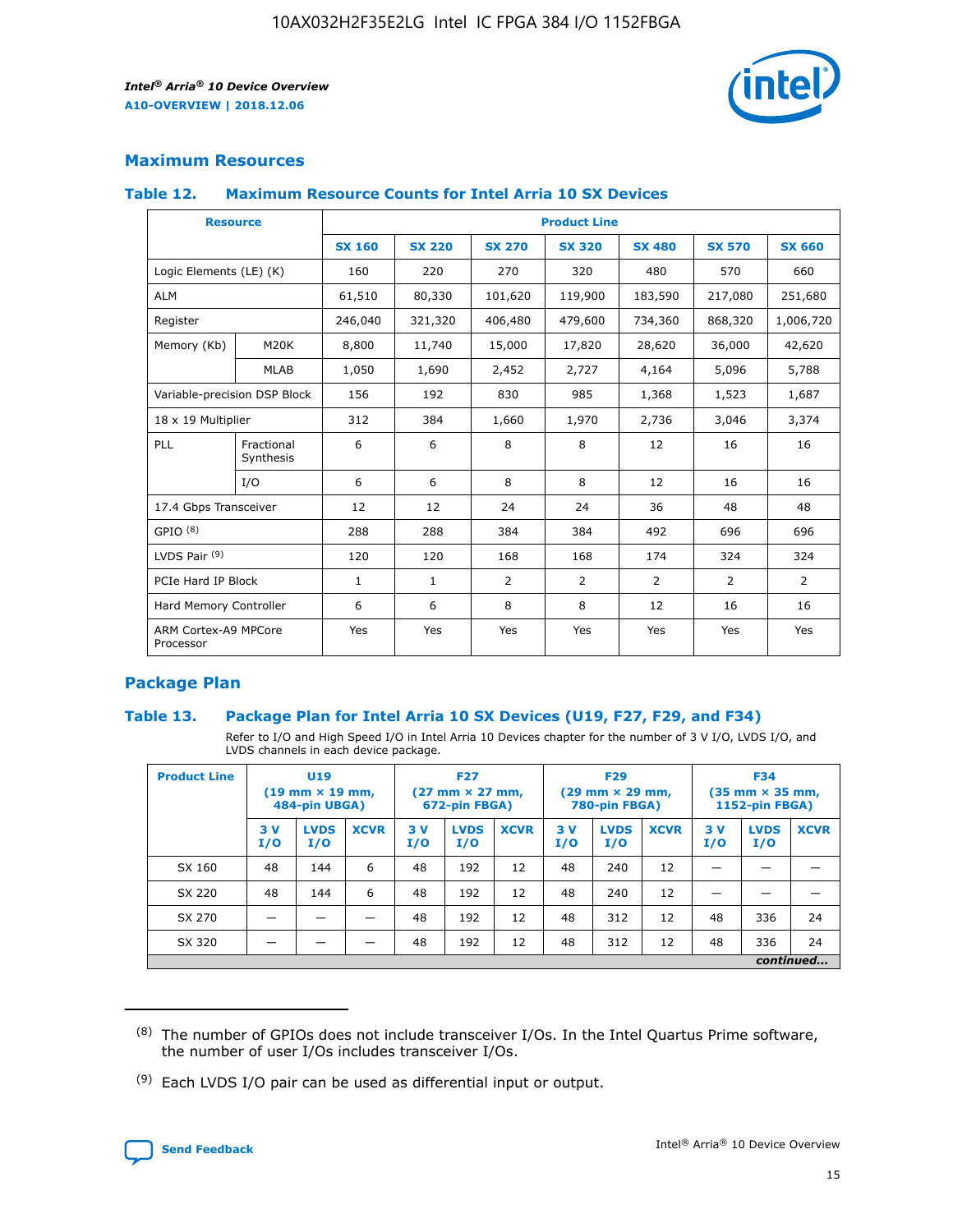## Maximum Resources

### Table 12. Maximum Resource Counts for Intel Arria 10 SX Devices

| Resource | | Product Line | | | | | | |
|---|---|---|---|---|---|---|---|---|
| | | SX 160 | SX 220 | SX 270 | SX 320 | SX 480 | SX 570 | SX 660 |
| Logic Elements (LE) (K) | | 160 | 220 | 270 | 320 | 480 | 570 | 660 |
| ALM | | 61,510 | 80,330 | 101,620 | 119,900 | 183,590 | 217,080 | 251,680 |
| Register | | 246,040 | 321,320 | 406,480 | 479,600 | 734,360 | 868,320 | 1,006,720 |
| Memory (Kb) | M20K | 8,800 | 11,740 | 15,000 | 17,820 | 28,620 | 36,000 | 42,620 |
| | MLAB | 1,050 | 1,690 | 2,452 | 2,727 | 4,164 | 5,096 | 5,788 |
| Variable-precision DSP Block | | 156 | 192 | 830 | 985 | 1,368 | 1,523 | 1,687 |
| 18 x 19 Multiplier | | 312 | 384 | 1,660 | 1,970 | 2,736 | 3,046 | 3,374 |
| PLL | Fractional Synthesis | 6 | 6 | 8 | 8 | 12 | 16 | 16 |
| | I/O | 6 | 6 | 8 | 8 | 12 | 16 | 16 |
| 17.4 Gbps Transceiver | | 12 | 12 | 24 | 24 | 36 | 48 | 48 |
| GPIO [8] | | 288 | 288 | 384 | 384 | 492 | 696 | 696 |
| LVDS Pair [9] | | 120 | 120 | 168 | 168 | 174 | 324 | 324 |
| PCIe Hard IP Block | | 1 | 1 | 2 | 2 | 2 | 2 | 2 |
| Hard Memory Controller | | 6 | 6 | 8 | 8 | 12 | 16 | 16 |
| ARM Cortex-A9 MPCore Processor | | Yes | Yes | Yes | Yes | Yes | Yes | Yes |

## Package Plan

### Table 13. Package Plan for Intel Arria 10 SX Devices (U19, F27, F29, and F34)

Refer to I/O and High Speed I/O in Intel Arria 10 Devices chapter for the number of 3 V I/O, LVDS I/O, and LVDS channels in each device package.

| Product Line | U19 (19 mm × 19 mm, 484-pin UBGA) | | | F27 (27 mm × 27 mm, 672-pin FBGA) | | | F29 (29 mm × 29 mm, 780-pin FBGA) | | | F34 (35 mm × 35 mm, 1152-pin FBGA) | | |
|---|---|---|---|---|---|---|---|---|---|---|---|---|
| | 3 V I/O | LVDS I/O | XCVR | 3 V I/O | LVDS I/O | XCVR | 3 V I/O | LVDS I/O | XCVR | 3 V I/O | LVDS I/O | XCVR |
| SX 160 | 48 | 144 | 6 | 48 | 192 | 12 | 48 | 240 | 12 | — | — | — |
| SX 220 | 48 | 144 | 6 | 48 | 192 | 12 | 48 | 240 | 12 | — | — | — |
| SX 270 | — | — | — | 48 | 192 | 12 | 48 | 312 | 12 | 48 | 336 | 24 |
| SX 320 | — | — | — | 48 | 192 | 12 | 48 | 312 | 12 | 48 | 336 | 24 |

*continued...*

(8) The number of GPIOs does not include transceiver I/Os. In the Intel Quartus Prime software, the number of user I/Os includes transceiver I/Os.

(9) Each LVDS I/O pair can be used as differential input or output.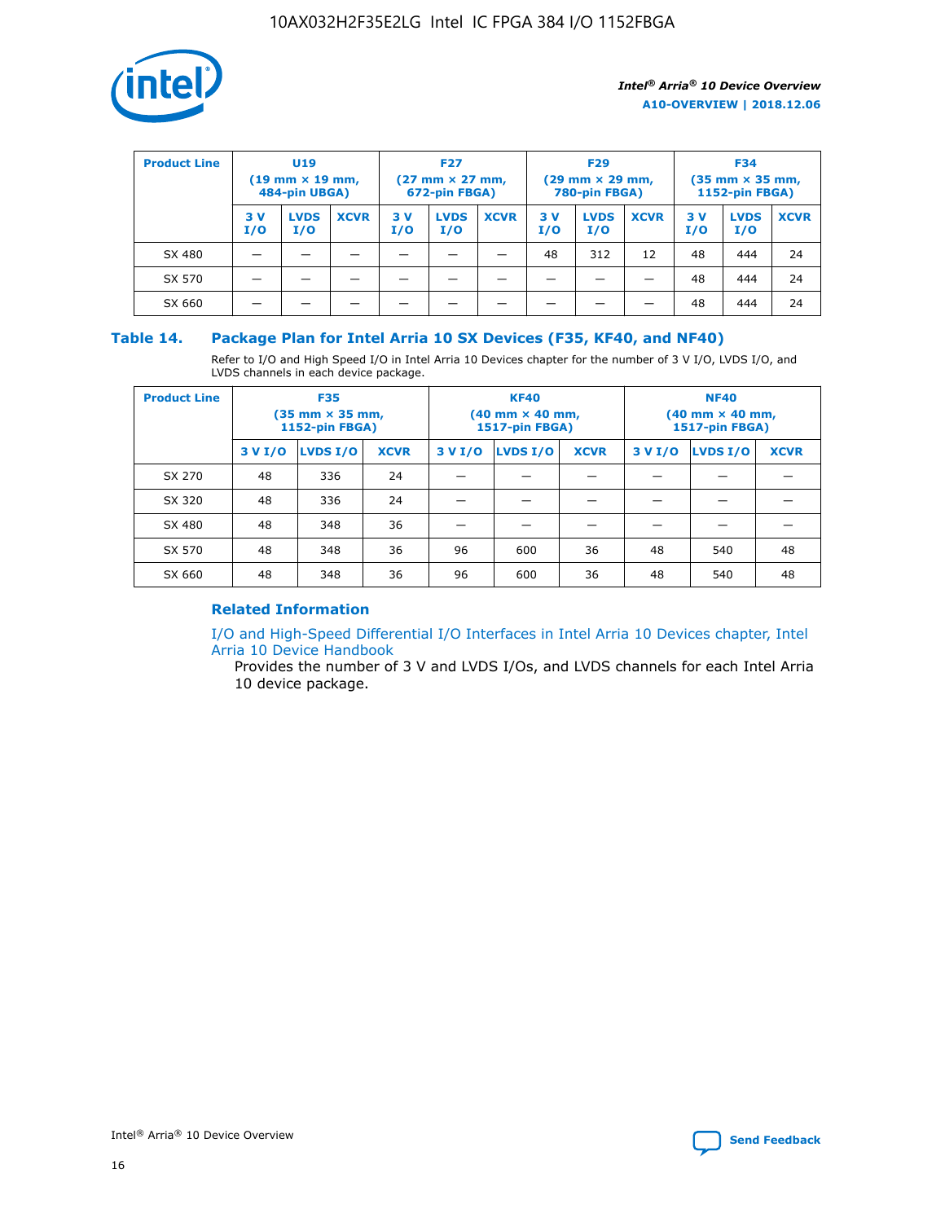| Product Line | U19 (19 mm × 19 mm, 484-pin UBGA) | | | F27 (27 mm × 27 mm, 672-pin FBGA) | | | F29 (29 mm × 29 mm, 780-pin FBGA) | | | F34 (35 mm × 35 mm, 1152-pin FBGA) | | |
|---|---|---|---|---|---|---|---|---|---|---|---|---|
| | 3 V I/O | LVDS I/O | XCVR | 3 V I/O | LVDS I/O | XCVR | 3 V I/O | LVDS I/O | XCVR | 3 V I/O | LVDS I/O | XCVR |
| SX 480 | — | — | — | — | — | — | 48 | 312 | 12 | 48 | 444 | 24 |
| SX 570 | — | — | — | — | — | — | — | — | — | 48 | 444 | 24 |
| SX 660 | — | — | — | — | — | — | — | — | — | 48 | 444 | 24 |

### Table 14. Package Plan for Intel Arria 10 SX Devices (F35, KF40, and NF40)

Refer to I/O and High Speed I/O in Intel Arria 10 Devices chapter for the number of 3 V I/O, LVDS I/O, and LVDS channels in each device package.

| Product Line | F35 (35 mm × 35 mm, 1152-pin FBGA) | | | KF40 (40 mm × 40 mm, 1517-pin FBGA) | | | NF40 (40 mm × 40 mm, 1517-pin FBGA) | | |
|---|---|---|---|---|---|---|---|---|---|
| | 3 V I/O | LVDS I/O | XCVR | 3 V I/O | LVDS I/O | XCVR | 3 V I/O | LVDS I/O | XCVR |
| SX 270 | 48 | 336 | 24 | — | — | — | — | — | — |
| SX 320 | 48 | 336 | 24 | — | — | — | — | — | — |
| SX 480 | 48 | 348 | 36 | — | — | — | — | — | — |
| SX 570 | 48 | 348 | 36 | 96 | 600 | 36 | 48 | 540 | 48 |
| SX 660 | 48 | 348 | 36 | 96 | 600 | 36 | 48 | 540 | 48 |

#### Related Information

I/O and High-Speed Differential I/O Interfaces in Intel Arria 10 Devices chapter, Intel Arria 10 Device Handbook

Provides the number of 3 V and LVDS I/Os, and LVDS channels for each Intel Arria 10 device package.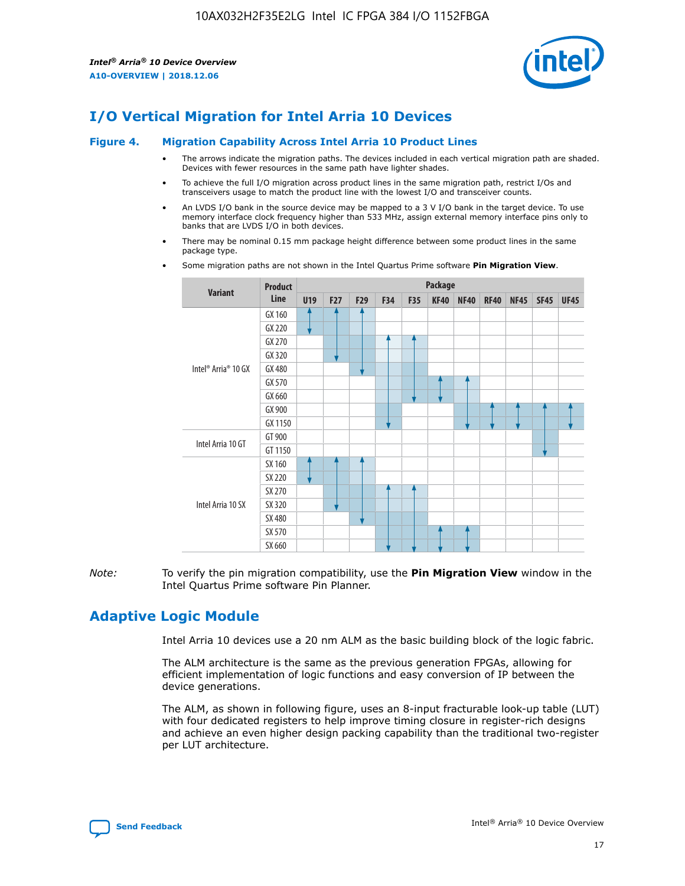# I/O Vertical Migration for Intel Arria 10 Devices

**Figure 4. Migration Capability Across Intel Arria 10 Product Lines**

- The arrows indicate the migration paths. The devices included in each vertical migration path are shaded. Devices with fewer resources in the same path have lighter shades.
- To achieve the full I/O migration across product lines in the same migration path, restrict I/Os and transceivers usage to match the product line with the lowest I/O and transceiver counts.
- An LVDS I/O bank in the source device may be mapped to a 3 V I/O bank in the target device. To use memory interface clock frequency higher than 533 MHz, assign external memory interface pins only to banks that are LVDS I/O in both devices.
- There may be nominal 0.15 mm package height difference between some product lines in the same package type.
- Some migration paths are not shown in the Intel Quartus Prime software **Pin Migration View**.

| Variant | Product Line | U19 | F27 | F29 | F34 | F35 | KF40 | NF40 | RF40 | NF45 | SF45 | UF45 |
|---|---|---|---|---|---|---|---|---|---|---|---|---|
| Intel® Arria® 10 GX | GX 160 | | | | | | | | | | | |
| | GX 220 | | | | | | | | | | | |
| | GX 270 | | | | | | | | | | | |
| | GX 320 | | | | | | | | | | | |
| | GX 480 | | | | | | | | | | | |
| | GX 570 | | | | | | | | | | | |
| | GX 660 | | | | | | | | | | | |
| | GX 900 | | | | | | | | | | | |
| | GX 1150 | | | | | | | | | | | |
| Intel Arria 10 GT | GT 900 | | | | | | | | | | | |
| | GT 1150 | | | | | | | | | | | |
| Intel Arria 10 SX | SX 160 | | | | | | | | | | | |
| | SX 220 | | | | | | | | | | | |
| | SX 270 | | | | | | | | | | | |
| | SX 320 | | | | | | | | | | | |
| | SX 480 | | | | | | | | | | | |
| | SX 570 | | | | | | | | | | | |
| | SX 660 | | | | | | | | | | | |

*Note:* To verify the pin migration compatibility, use the **Pin Migration View** window in the Intel Quartus Prime software Pin Planner.

# Adaptive Logic Module

Intel Arria 10 devices use a 20 nm ALM as the basic building block of the logic fabric.

The ALM architecture is the same as the previous generation FPGAs, allowing for efficient implementation of logic functions and easy conversion of IP between the device generations.

The ALM, as shown in following figure, uses an 8-input fracturable look-up table (LUT) with four dedicated registers to help improve timing closure in register-rich designs and achieve an even higher design packing capability than the traditional two-register per LUT architecture.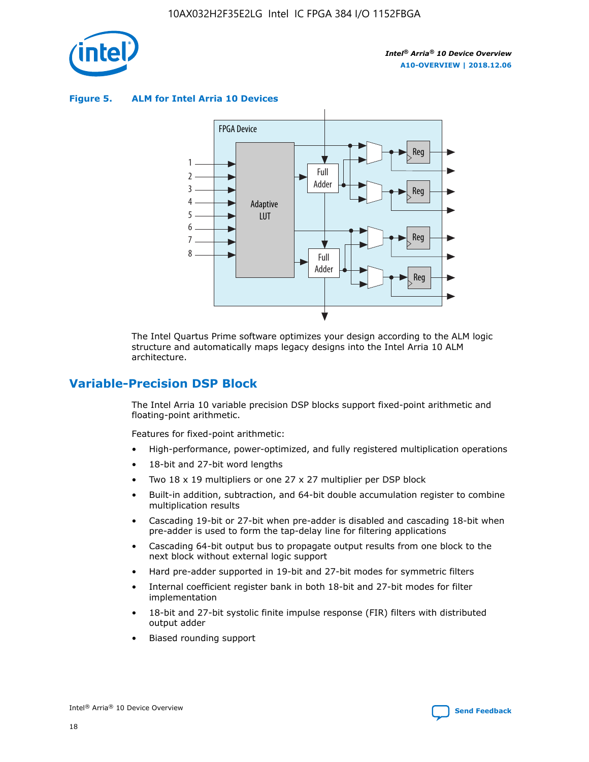**Figure 5. ALM for Intel Arria 10 Devices**

The Intel Quartus Prime software optimizes your design according to the ALM logic structure and automatically maps legacy designs into the Intel Arria 10 ALM architecture.

## Variable-Precision DSP Block

The Intel Arria 10 variable precision DSP blocks support fixed-point arithmetic and floating-point arithmetic.

Features for fixed-point arithmetic:

- High-performance, power-optimized, and fully registered multiplication operations
- 18-bit and 27-bit word lengths
- Two 18 x 19 multipliers or one 27 x 27 multiplier per DSP block
- Built-in addition, subtraction, and 64-bit double accumulation register to combine multiplication results
- Cascading 19-bit or 27-bit when pre-adder is disabled and cascading 18-bit when pre-adder is used to form the tap-delay line for filtering applications
- Cascading 64-bit output bus to propagate output results from one block to the next block without external logic support
- Hard pre-adder supported in 19-bit and 27-bit modes for symmetric filters
- Internal coefficient register bank in both 18-bit and 27-bit modes for filter implementation
- 18-bit and 27-bit systolic finite impulse response (FIR) filters with distributed output adder
- Biased rounding support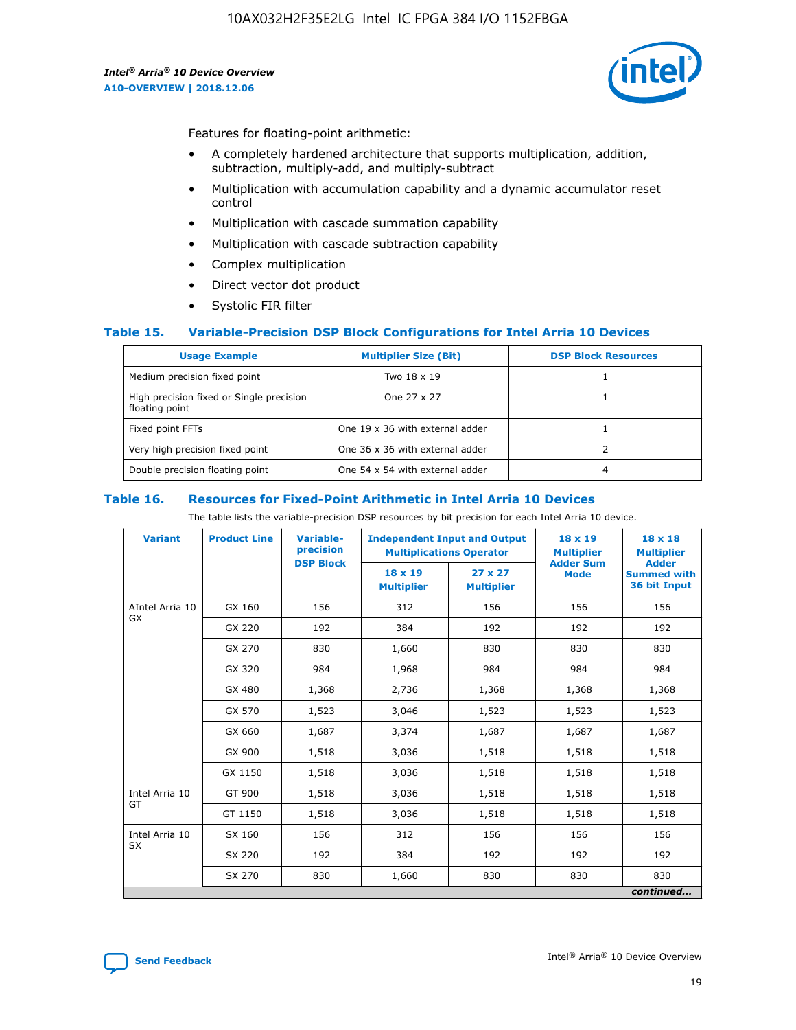Features for floating-point arithmetic:

- A completely hardened architecture that supports multiplication, addition, subtraction, multiply-add, and multiply-subtract
- Multiplication with accumulation capability and a dynamic accumulator reset control
- Multiplication with cascade summation capability
- Multiplication with cascade subtraction capability
- Complex multiplication
- Direct vector dot product
- Systolic FIR filter

## Table 15. Variable-Precision DSP Block Configurations for Intel Arria 10 Devices

| Usage Example | Multiplier Size (Bit) | DSP Block Resources |
|---|---|---|
| Medium precision fixed point | Two 18 x 19 | 1 |
| High precision fixed or Single precision floating point | One 27 x 27 | 1 |
| Fixed point FFTs | One 19 x 36 with external adder | 1 |
| Very high precision fixed point | One 36 x 36 with external adder | 2 |
| Double precision floating point | One 54 x 54 with external adder | 4 |

## Table 16. Resources for Fixed-Point Arithmetic in Intel Arria 10 Devices

The table lists the variable-precision DSP resources by bit precision for each Intel Arria 10 device.

| Variant | Product Line | Variable-precision DSP Block | Independent Input and Output Multiplications Operator | | 18 x 19 Multiplier Adder Sum Mode | 18 x 18 Multiplier Adder Summed with 36 bit Input |
|---|---|---|---|---|---|---|
| | | | 18 x 19 Multiplier | 27 x 27 Multiplier | | |
| AIntel Arria 10 GX | GX 160 | 156 | 312 | 156 | 156 | 156 |
| | GX 220 | 192 | 384 | 192 | 192 | 192 |
| | GX 270 | 830 | 1,660 | 830 | 830 | 830 |
| | GX 320 | 984 | 1,968 | 984 | 984 | 984 |
| | GX 480 | 1,368 | 2,736 | 1,368 | 1,368 | 1,368 |
| | GX 570 | 1,523 | 3,046 | 1,523 | 1,523 | 1,523 |
| | GX 660 | 1,687 | 3,374 | 1,687 | 1,687 | 1,687 |
| | GX 900 | 1,518 | 3,036 | 1,518 | 1,518 | 1,518 |
| | GX 1150 | 1,518 | 3,036 | 1,518 | 1,518 | 1,518 |
| Intel Arria 10 GT | GT 900 | 1,518 | 3,036 | 1,518 | 1,518 | 1,518 |
| | GT 1150 | 1,518 | 3,036 | 1,518 | 1,518 | 1,518 |
| Intel Arria 10 SX | SX 160 | 156 | 312 | 156 | 156 | 156 |
| | SX 220 | 192 | 384 | 192 | 192 | 192 |
| | SX 270 | 830 | 1,660 | 830 | 830 | 830 |

*continued...*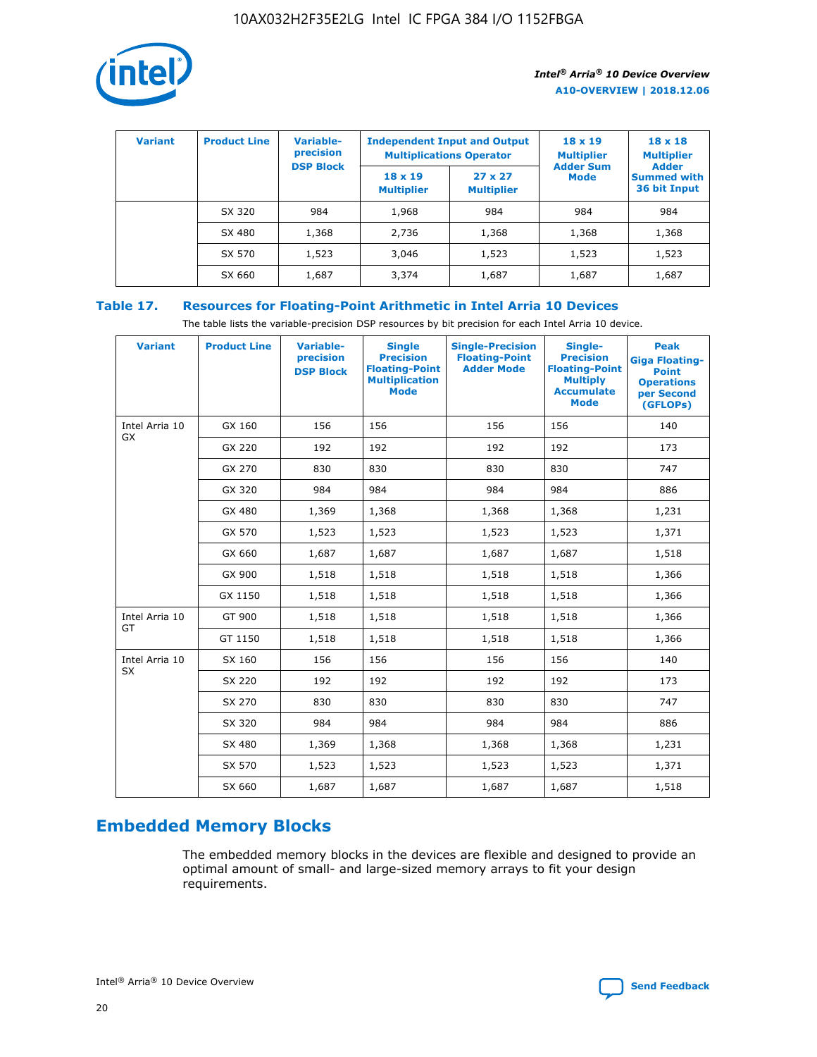| Variant | Product Line | Variable-precision DSP Block | Independent Input and Output Multiplications Operator | | 18 x 19 Multiplier Adder Sum Mode | 18 x 18 Multiplier Adder Summed with 36 bit Input |
|---|---|---|---|---|---|---|
| | | | 18 x 19 Multiplier | 27 x 27 Multiplier | | |
| | SX 320 | 984 | 1,968 | 984 | 984 | 984 |
| | SX 480 | 1,368 | 2,736 | 1,368 | 1,368 | 1,368 |
| | SX 570 | 1,523 | 3,046 | 1,523 | 1,523 | 1,523 |
| | SX 660 | 1,687 | 3,374 | 1,687 | 1,687 | 1,687 |

**Table 17. Resources for Floating-Point Arithmetic in Intel Arria 10 Devices**

The table lists the variable-precision DSP resources by bit precision for each Intel Arria 10 device.

| Variant | Product Line | Variable-precision DSP Block | Single Precision Floating-Point Multiplication Mode | Single-Precision Floating-Point Adder Mode | Single-Precision Floating-Point Multiply Accumulate Mode | Peak Giga Floating-Point Operations per Second (GFLOPs) |
|---|---|---|---|---|---|---|
| Intel Arria 10 GX | GX 160 | 156 | 156 | 156 | 156 | 140 |
| | GX 220 | 192 | 192 | 192 | 192 | 173 |
| | GX 270 | 830 | 830 | 830 | 830 | 747 |
| | GX 320 | 984 | 984 | 984 | 984 | 886 |
| | GX 480 | 1,369 | 1,368 | 1,368 | 1,368 | 1,231 |
| | GX 570 | 1,523 | 1,523 | 1,523 | 1,523 | 1,371 |
| | GX 660 | 1,687 | 1,687 | 1,687 | 1,687 | 1,518 |
| | GX 900 | 1,518 | 1,518 | 1,518 | 1,518 | 1,366 |
| | GX 1150 | 1,518 | 1,518 | 1,518 | 1,518 | 1,366 |
| Intel Arria 10 GT | GT 900 | 1,518 | 1,518 | 1,518 | 1,518 | 1,366 |
| | GT 1150 | 1,518 | 1,518 | 1,518 | 1,518 | 1,366 |
| Intel Arria 10 SX | SX 160 | 156 | 156 | 156 | 156 | 140 |
| | SX 220 | 192 | 192 | 192 | 192 | 173 |
| | SX 270 | 830 | 830 | 830 | 830 | 747 |
| | SX 320 | 984 | 984 | 984 | 984 | 886 |
| | SX 480 | 1,369 | 1,368 | 1,368 | 1,368 | 1,231 |
| | SX 570 | 1,523 | 1,523 | 1,523 | 1,523 | 1,371 |
| | SX 660 | 1,687 | 1,687 | 1,687 | 1,687 | 1,518 |

## Embedded Memory Blocks

The embedded memory blocks in the devices are flexible and designed to provide an optimal amount of small- and large-sized memory arrays to fit your design requirements.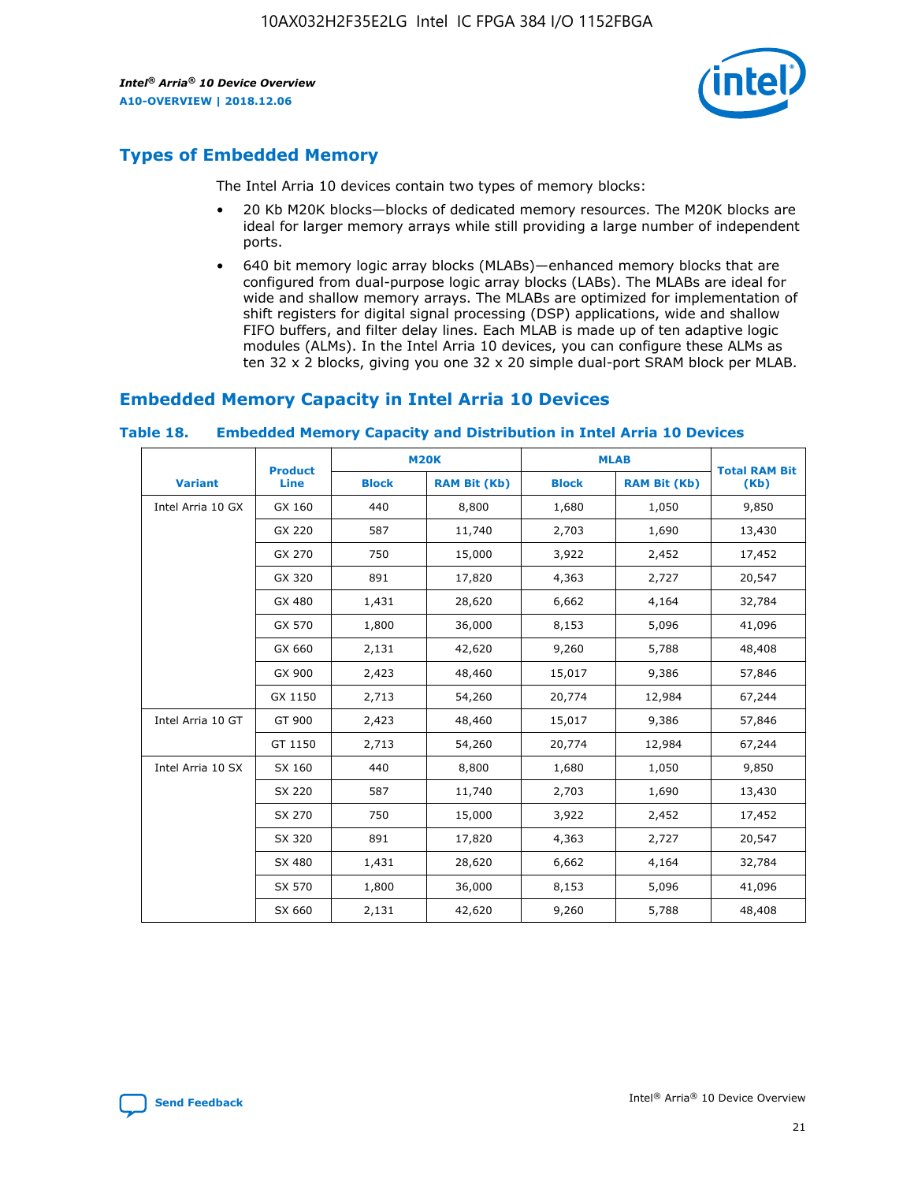## Types of Embedded Memory

The Intel Arria 10 devices contain two types of memory blocks:

- 20 Kb M20K blocks—blocks of dedicated memory resources. The M20K blocks are ideal for larger memory arrays while still providing a large number of independent ports.
- 640 bit memory logic array blocks (MLABs)—enhanced memory blocks that are configured from dual-purpose logic array blocks (LABs). The MLABs are ideal for wide and shallow memory arrays. The MLABs are optimized for implementation of shift registers for digital signal processing (DSP) applications, wide and shallow FIFO buffers, and filter delay lines. Each MLAB is made up of ten adaptive logic modules (ALMs). In the Intel Arria 10 devices, you can configure these ALMs as ten 32 x 2 blocks, giving you one 32 x 20 simple dual-port SRAM block per MLAB.

## Embedded Memory Capacity in Intel Arria 10 Devices

### Table 18. Embedded Memory Capacity and Distribution in Intel Arria 10 Devices

| Variant | Product Line | M20K | | MLAB | | Total RAM Bit (Kb) |
|---|---|---|---|---|---|---|
| | | Block | RAM Bit (Kb) | Block | RAM Bit (Kb) | |
| Intel Arria 10 GX | GX 160 | 440 | 8,800 | 1,680 | 1,050 | 9,850 |
| | GX 220 | 587 | 11,740 | 2,703 | 1,690 | 13,430 |
| | GX 270 | 750 | 15,000 | 3,922 | 2,452 | 17,452 |
| | GX 320 | 891 | 17,820 | 4,363 | 2,727 | 20,547 |
| | GX 480 | 1,431 | 28,620 | 6,662 | 4,164 | 32,784 |
| | GX 570 | 1,800 | 36,000 | 8,153 | 5,096 | 41,096 |
| | GX 660 | 2,131 | 42,620 | 9,260 | 5,788 | 48,408 |
| | GX 900 | 2,423 | 48,460 | 15,017 | 9,386 | 57,846 |
| | GX 1150 | 2,713 | 54,260 | 20,774 | 12,984 | 67,244 |
| Intel Arria 10 GT | GT 900 | 2,423 | 48,460 | 15,017 | 9,386 | 57,846 |
| | GT 1150 | 2,713 | 54,260 | 20,774 | 12,984 | 67,244 |
| Intel Arria 10 SX | SX 160 | 440 | 8,800 | 1,680 | 1,050 | 9,850 |
| | SX 220 | 587 | 11,740 | 2,703 | 1,690 | 13,430 |
| | SX 270 | 750 | 15,000 | 3,922 | 2,452 | 17,452 |
| | SX 320 | 891 | 17,820 | 4,363 | 2,727 | 20,547 |
| | SX 480 | 1,431 | 28,620 | 6,662 | 4,164 | 32,784 |
| | SX 570 | 1,800 | 36,000 | 8,153 | 5,096 | 41,096 |
| | SX 660 | 2,131 | 42,620 | 9,260 | 5,788 | 48,408 |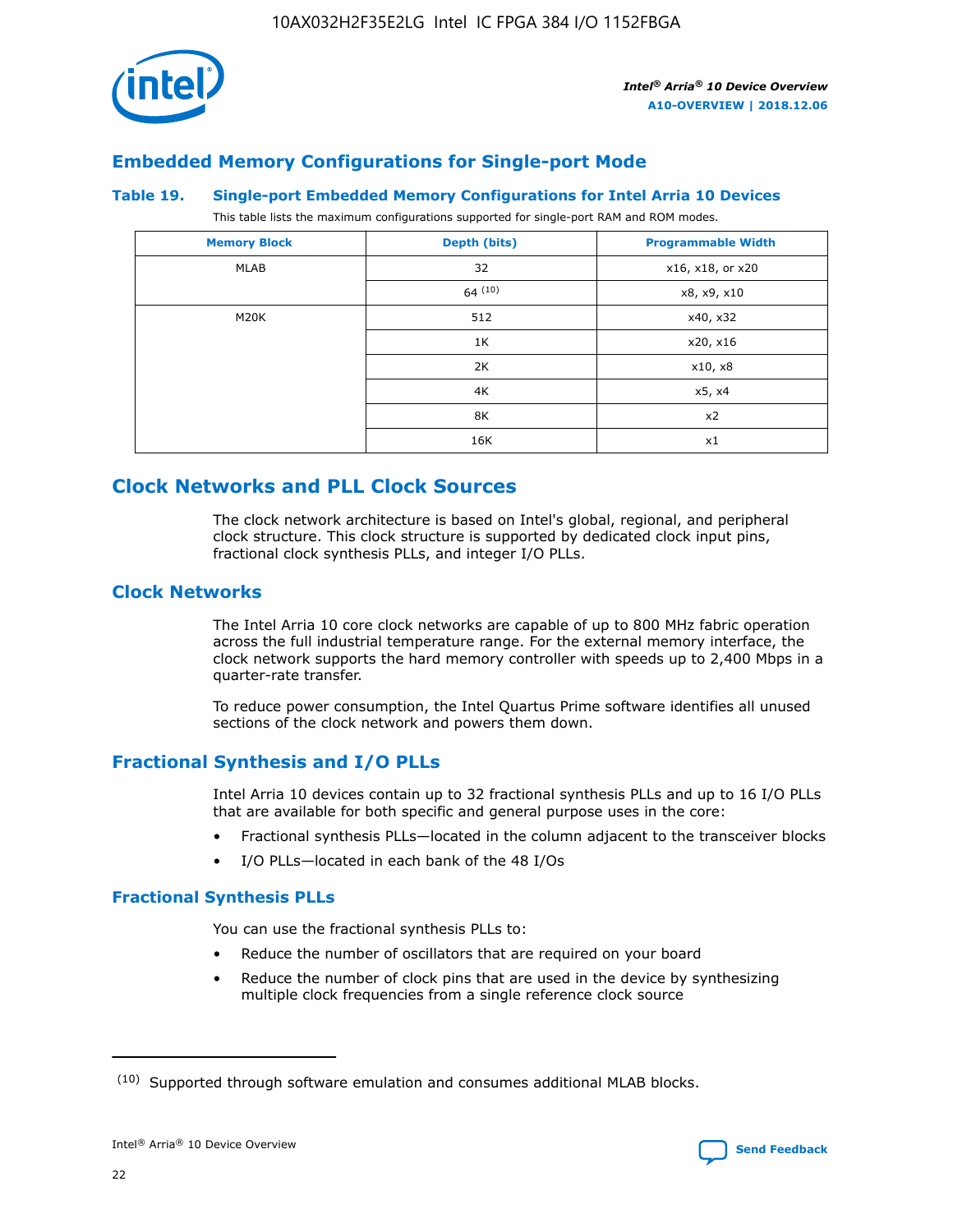## Embedded Memory Configurations for Single-port Mode

**Table 19. Single-port Embedded Memory Configurations for Intel Arria 10 Devices**

This table lists the maximum configurations supported for single-port RAM and ROM modes.

| Memory Block | Depth (bits) | Programmable Width |
|---|---|---|
| MLAB | 32 | x16, x18, or x20 |
| | 64 [10] | x8, x9, x10 |
| M20K | 512 | x40, x32 |
| | 1K | x20, x16 |
| | 2K | x10, x8 |
| | 4K | x5, x4 |
| | 8K | x2 |
| | 16K | x1 |

## Clock Networks and PLL Clock Sources

The clock network architecture is based on Intel's global, regional, and peripheral clock structure. This clock structure is supported by dedicated clock input pins, fractional clock synthesis PLLs, and integer I/O PLLs.

### Clock Networks

The Intel Arria 10 core clock networks are capable of up to 800 MHz fabric operation across the full industrial temperature range. For the external memory interface, the clock network supports the hard memory controller with speeds up to 2,400 Mbps in a quarter-rate transfer.

To reduce power consumption, the Intel Quartus Prime software identifies all unused sections of the clock network and powers them down.

### Fractional Synthesis and I/O PLLs

Intel Arria 10 devices contain up to 32 fractional synthesis PLLs and up to 16 I/O PLLs that are available for both specific and general purpose uses in the core:

- Fractional synthesis PLLs—located in the column adjacent to the transceiver blocks
- I/O PLLs—located in each bank of the 48 I/Os

#### Fractional Synthesis PLLs

You can use the fractional synthesis PLLs to:

- Reduce the number of oscillators that are required on your board
- Reduce the number of clock pins that are used in the device by synthesizing multiple clock frequencies from a single reference clock source

(10) Supported through software emulation and consumes additional MLAB blocks.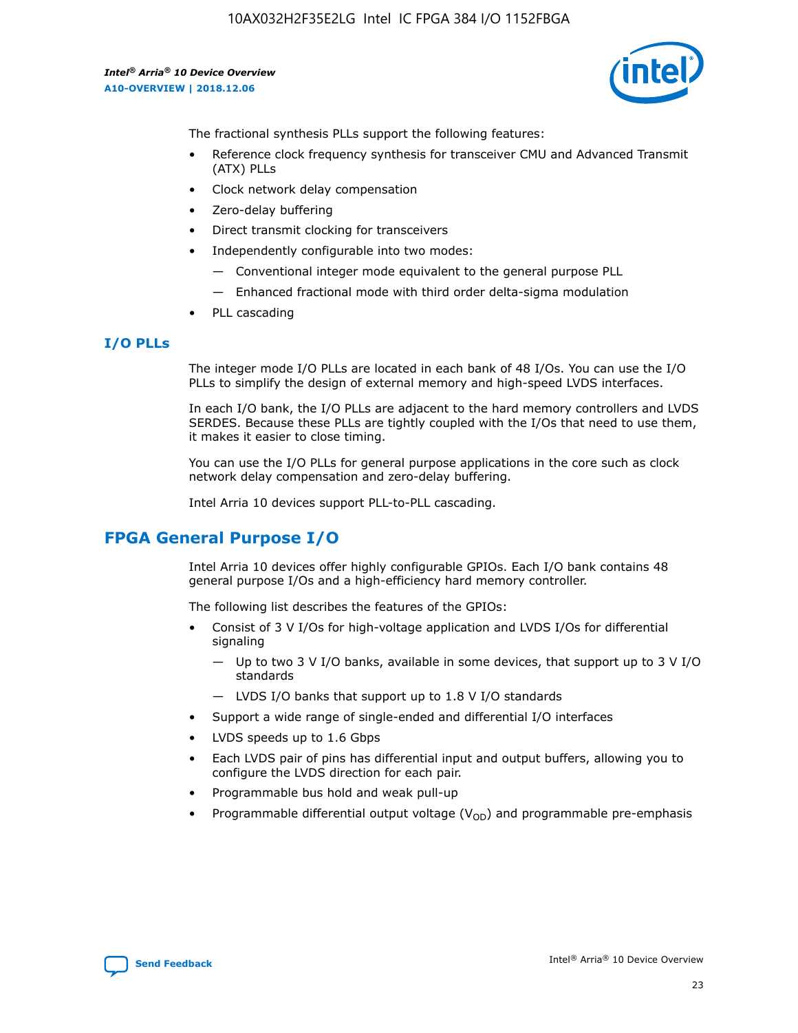The fractional synthesis PLLs support the following features:

- Reference clock frequency synthesis for transceiver CMU and Advanced Transmit (ATX) PLLs
- Clock network delay compensation
- Zero-delay buffering
- Direct transmit clocking for transceivers
- Independently configurable into two modes:
  - — Conventional integer mode equivalent to the general purpose PLL
  - — Enhanced fractional mode with third order delta-sigma modulation
- PLL cascading

### I/O PLLs

The integer mode I/O PLLs are located in each bank of 48 I/Os. You can use the I/O PLLs to simplify the design of external memory and high-speed LVDS interfaces.

In each I/O bank, the I/O PLLs are adjacent to the hard memory controllers and LVDS SERDES. Because these PLLs are tightly coupled with the I/Os that need to use them, it makes it easier to close timing.

You can use the I/O PLLs for general purpose applications in the core such as clock network delay compensation and zero-delay buffering.

Intel Arria 10 devices support PLL-to-PLL cascading.

## FPGA General Purpose I/O

Intel Arria 10 devices offer highly configurable GPIOs. Each I/O bank contains 48 general purpose I/Os and a high-efficiency hard memory controller.

The following list describes the features of the GPIOs:

- Consist of 3 V I/Os for high-voltage application and LVDS I/Os for differential signaling
  - — Up to two 3 V I/O banks, available in some devices, that support up to 3 V I/O standards
  - — LVDS I/O banks that support up to 1.8 V I/O standards
- Support a wide range of single-ended and differential I/O interfaces
- LVDS speeds up to 1.6 Gbps
- Each LVDS pair of pins has differential input and output buffers, allowing you to configure the LVDS direction for each pair.
- Programmable bus hold and weak pull-up
- Programmable differential output voltage ($V_{OD}$) and programmable pre-emphasis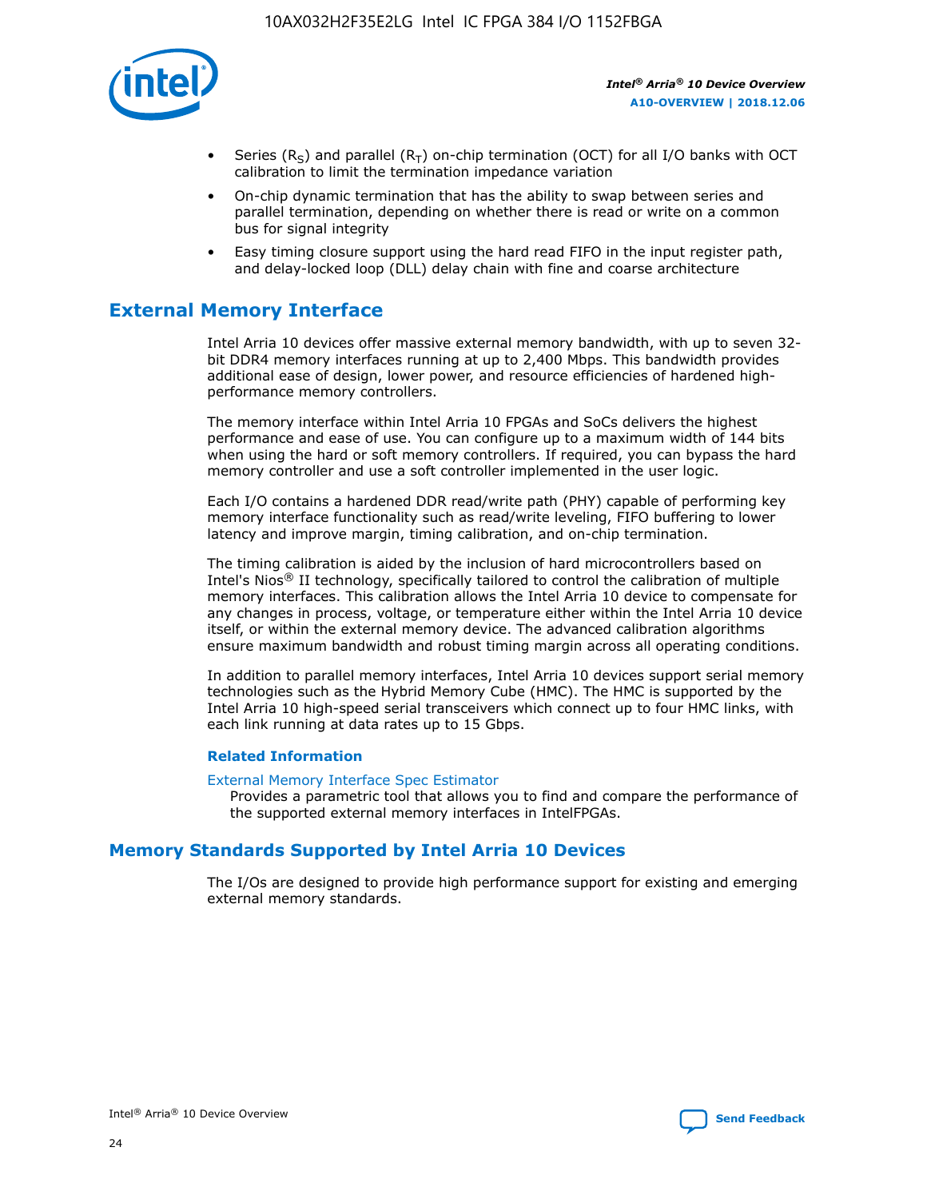- Series ($R_S$) and parallel ($R_T$) on-chip termination (OCT) for all I/O banks with OCT calibration to limit the termination impedance variation
- On-chip dynamic termination that has the ability to swap between series and parallel termination, depending on whether there is read or write on a common bus for signal integrity
- Easy timing closure support using the hard read FIFO in the input register path, and delay-locked loop (DLL) delay chain with fine and coarse architecture

## External Memory Interface

Intel Arria 10 devices offer massive external memory bandwidth, with up to seven 32-bit DDR4 memory interfaces running at up to 2,400 Mbps. This bandwidth provides additional ease of design, lower power, and resource efficiencies of hardened high-performance memory controllers.

The memory interface within Intel Arria 10 FPGAs and SoCs delivers the highest performance and ease of use. You can configure up to a maximum width of 144 bits when using the hard or soft memory controllers. If required, you can bypass the hard memory controller and use a soft controller implemented in the user logic.

Each I/O contains a hardened DDR read/write path (PHY) capable of performing key memory interface functionality such as read/write leveling, FIFO buffering to lower latency and improve margin, timing calibration, and on-chip termination.

The timing calibration is aided by the inclusion of hard microcontrollers based on Intel's Nios® II technology, specifically tailored to control the calibration of multiple memory interfaces. This calibration allows the Intel Arria 10 device to compensate for any changes in process, voltage, or temperature either within the Intel Arria 10 device itself, or within the external memory device. The advanced calibration algorithms ensure maximum bandwidth and robust timing margin across all operating conditions.

In addition to parallel memory interfaces, Intel Arria 10 devices support serial memory technologies such as the Hybrid Memory Cube (HMC). The HMC is supported by the Intel Arria 10 high-speed serial transceivers which connect up to four HMC links, with each link running at data rates up to 15 Gbps.

#### Related Information

External Memory Interface Spec Estimator
Provides a parametric tool that allows you to find and compare the performance of the supported external memory interfaces in IntelFPGAs.

## Memory Standards Supported by Intel Arria 10 Devices

The I/Os are designed to provide high performance support for existing and emerging external memory standards.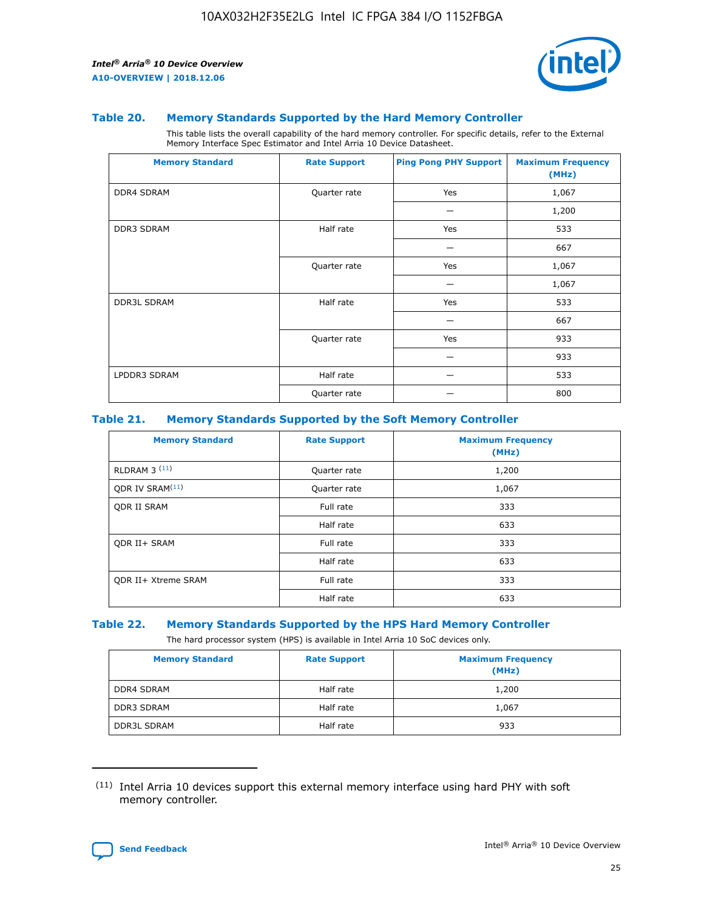### Table 20. Memory Standards Supported by the Hard Memory Controller

This table lists the overall capability of the hard memory controller. For specific details, refer to the External Memory Interface Spec Estimator and Intel Arria 10 Device Datasheet.

| Memory Standard | Rate Support | Ping Pong PHY Support | Maximum Frequency (MHz) |
|---|---|---|---|
| DDR4 SDRAM | Quarter rate | Yes | 1,067 |
| | | — | 1,200 |
| DDR3 SDRAM | Half rate | Yes | 533 |
| | | — | 667 |
| | Quarter rate | Yes | 1,067 |
| | | — | 1,067 |
| DDR3L SDRAM | Half rate | Yes | 533 |
| | | — | 667 |
| | Quarter rate | Yes | 933 |
| | | — | 933 |
| LPDDR3 SDRAM | Half rate | — | 533 |
| | Quarter rate | — | 800 |

### Table 21. Memory Standards Supported by the Soft Memory Controller

| Memory Standard | Rate Support | Maximum Frequency (MHz) |
|---|---|---|
| RLDRAM 3 [11] | Quarter rate | 1,200 |
| QDR IV SRAM[11] | Quarter rate | 1,067 |
| QDR II SRAM | Full rate | 333 |
| | Half rate | 633 |
| QDR II+ SRAM | Full rate | 333 |
| | Half rate | 633 |
| QDR II+ Xtreme SRAM | Full rate | 333 |
| | Half rate | 633 |

### Table 22. Memory Standards Supported by the HPS Hard Memory Controller

The hard processor system (HPS) is available in Intel Arria 10 SoC devices only.

| Memory Standard | Rate Support | Maximum Frequency (MHz) |
|---|---|---|
| DDR4 SDRAM | Half rate | 1,200 |
| DDR3 SDRAM | Half rate | 1,067 |
| DDR3L SDRAM | Half rate | 933 |

[11] Intel Arria 10 devices support this external memory interface using hard PHY with soft memory controller.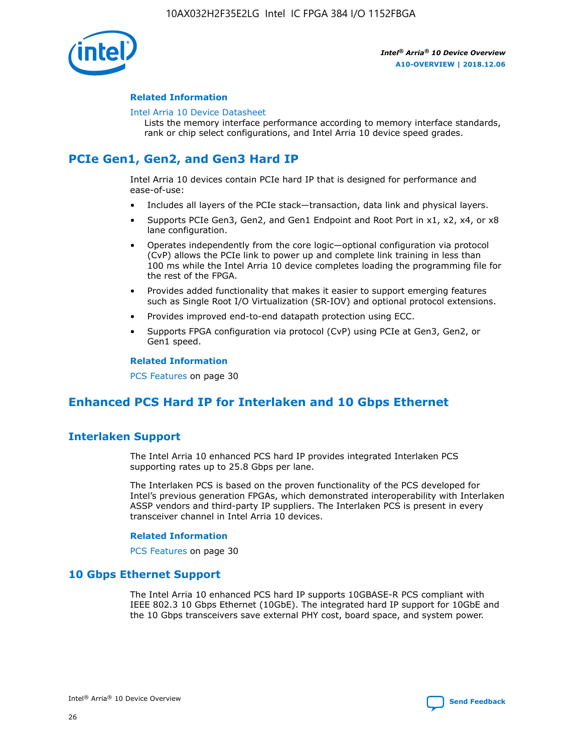### Related Information

Intel Arria 10 Device Datasheet
Lists the memory interface performance according to memory interface standards, rank or chip select configurations, and Intel Arria 10 device speed grades.

## PCIe Gen1, Gen2, and Gen3 Hard IP

Intel Arria 10 devices contain PCIe hard IP that is designed for performance and ease-of-use:

- Includes all layers of the PCIe stack—transaction, data link and physical layers.
- Supports PCIe Gen3, Gen2, and Gen1 Endpoint and Root Port in x1, x2, x4, or x8 lane configuration.
- Operates independently from the core logic—optional configuration via protocol (CvP) allows the PCIe link to power up and complete link training in less than 100 ms while the Intel Arria 10 device completes loading the programming file for the rest of the FPGA.
- Provides added functionality that makes it easier to support emerging features such as Single Root I/O Virtualization (SR-IOV) and optional protocol extensions.
- Provides improved end-to-end datapath protection using ECC.
- Supports FPGA configuration via protocol (CvP) using PCIe at Gen3, Gen2, or Gen1 speed.

### Related Information

PCS Features on page 30

## Enhanced PCS Hard IP for Interlaken and 10 Gbps Ethernet

### Interlaken Support

The Intel Arria 10 enhanced PCS hard IP provides integrated Interlaken PCS supporting rates up to 25.8 Gbps per lane.

The Interlaken PCS is based on the proven functionality of the PCS developed for Intel's previous generation FPGAs, which demonstrated interoperability with Interlaken ASSP vendors and third-party IP suppliers. The Interlaken PCS is present in every transceiver channel in Intel Arria 10 devices.

### Related Information

PCS Features on page 30

### 10 Gbps Ethernet Support

The Intel Arria 10 enhanced PCS hard IP supports 10GBASE-R PCS compliant with IEEE 802.3 10 Gbps Ethernet (10GbE). The integrated hard IP support for 10GbE and the 10 Gbps transceivers save external PHY cost, board space, and system power.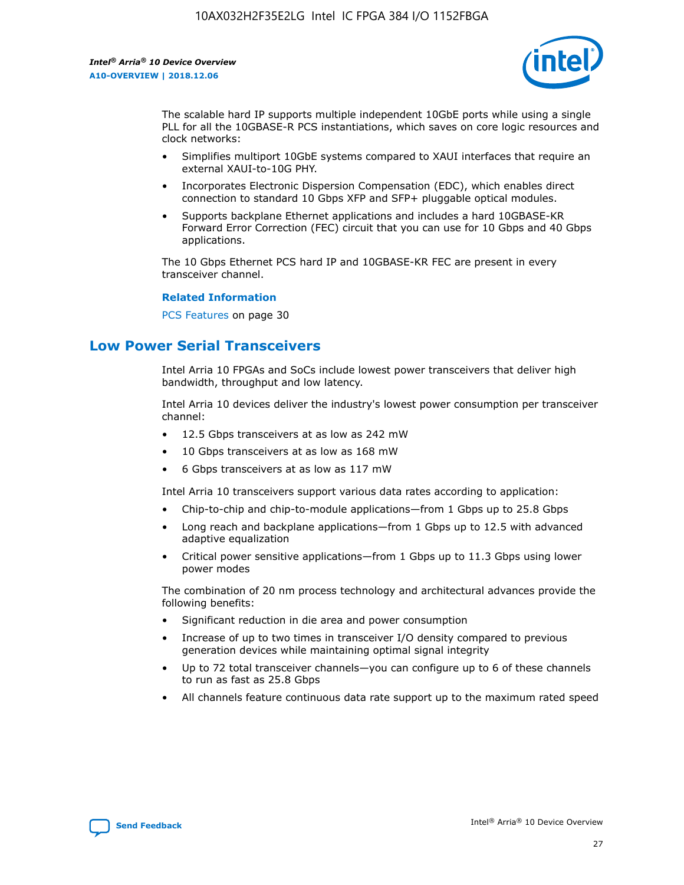The scalable hard IP supports multiple independent 10GbE ports while using a single PLL for all the 10GBASE-R PCS instantiations, which saves on core logic resources and clock networks:

- Simplifies multiport 10GbE systems compared to XAUI interfaces that require an external XAUI-to-10G PHY.
- Incorporates Electronic Dispersion Compensation (EDC), which enables direct connection to standard 10 Gbps XFP and SFP+ pluggable optical modules.
- Supports backplane Ethernet applications and includes a hard 10GBASE-KR Forward Error Correction (FEC) circuit that you can use for 10 Gbps and 40 Gbps applications.

The 10 Gbps Ethernet PCS hard IP and 10GBASE-KR FEC are present in every transceiver channel.

**Related Information**

PCS Features on page 30

## Low Power Serial Transceivers

Intel Arria 10 FPGAs and SoCs include lowest power transceivers that deliver high bandwidth, throughput and low latency.

Intel Arria 10 devices deliver the industry's lowest power consumption per transceiver channel:

- 12.5 Gbps transceivers at as low as 242 mW
- 10 Gbps transceivers at as low as 168 mW
- 6 Gbps transceivers at as low as 117 mW

Intel Arria 10 transceivers support various data rates according to application:

- Chip-to-chip and chip-to-module applications—from 1 Gbps up to 25.8 Gbps
- Long reach and backplane applications—from 1 Gbps up to 12.5 with advanced adaptive equalization
- Critical power sensitive applications—from 1 Gbps up to 11.3 Gbps using lower power modes

The combination of 20 nm process technology and architectural advances provide the following benefits:

- Significant reduction in die area and power consumption
- Increase of up to two times in transceiver I/O density compared to previous generation devices while maintaining optimal signal integrity
- Up to 72 total transceiver channels—you can configure up to 6 of these channels to run as fast as 25.8 Gbps
- All channels feature continuous data rate support up to the maximum rated speed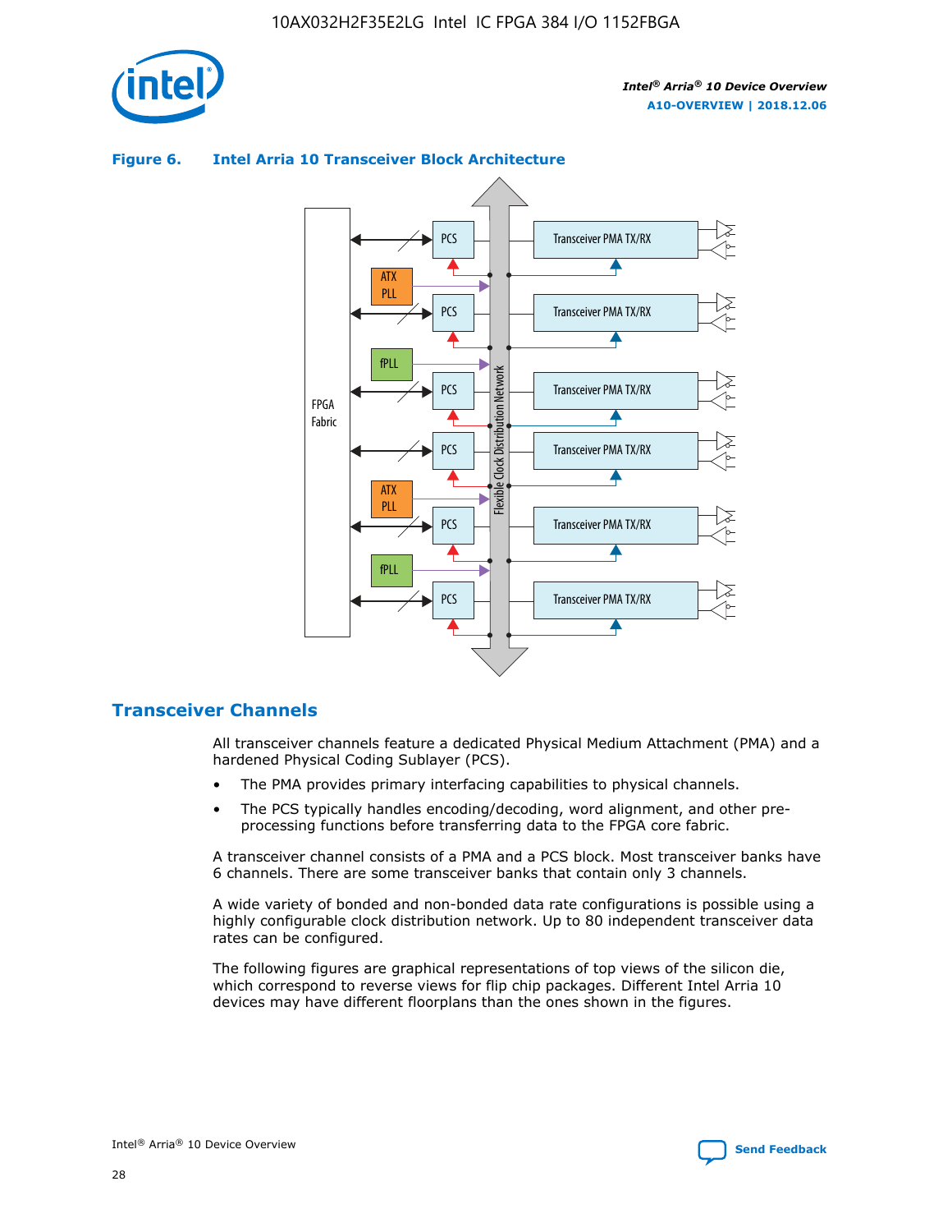**Figure 6. Intel Arria 10 Transceiver Block Architecture**

## Transceiver Channels

All transceiver channels feature a dedicated Physical Medium Attachment (PMA) and a hardened Physical Coding Sublayer (PCS).

- The PMA provides primary interfacing capabilities to physical channels.
- The PCS typically handles encoding/decoding, word alignment, and other pre-processing functions before transferring data to the FPGA core fabric.

A transceiver channel consists of a PMA and a PCS block. Most transceiver banks have 6 channels. There are some transceiver banks that contain only 3 channels.

A wide variety of bonded and non-bonded data rate configurations is possible using a highly configurable clock distribution network. Up to 80 independent transceiver data rates can be configured.

The following figures are graphical representations of top views of the silicon die, which correspond to reverse views for flip chip packages. Different Intel Arria 10 devices may have different floorplans than the ones shown in the figures.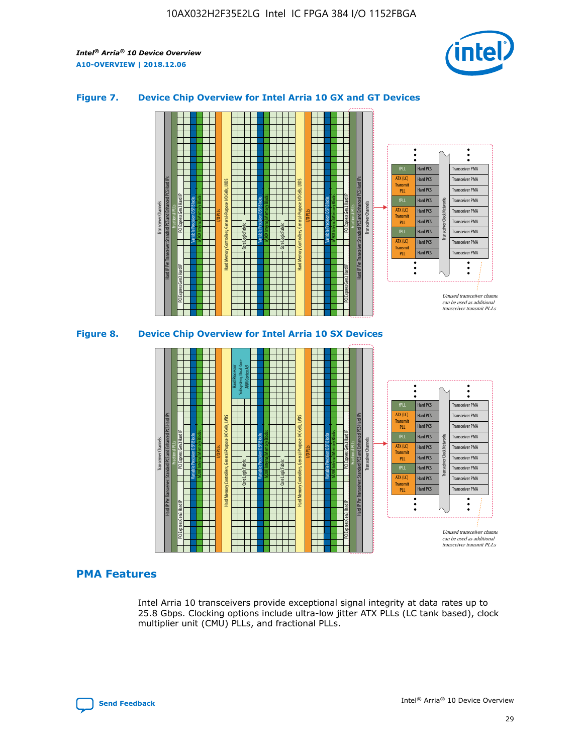### Figure 7. Device Chip Overview for Intel Arria 10 GX and GT Devices

Unused transceiver channels can be used as additional transceiver transmit PLLs

### Figure 8. Device Chip Overview for Intel Arria 10 SX Devices

Unused transceiver channels can be used as additional transceiver transmit PLLs

## PMA Features

Intel Arria 10 transceivers provide exceptional signal integrity at data rates up to 25.8 Gbps. Clocking options include ultra-low jitter ATX PLLs (LC tank based), clock multiplier unit (CMU) PLLs, and fractional PLLs.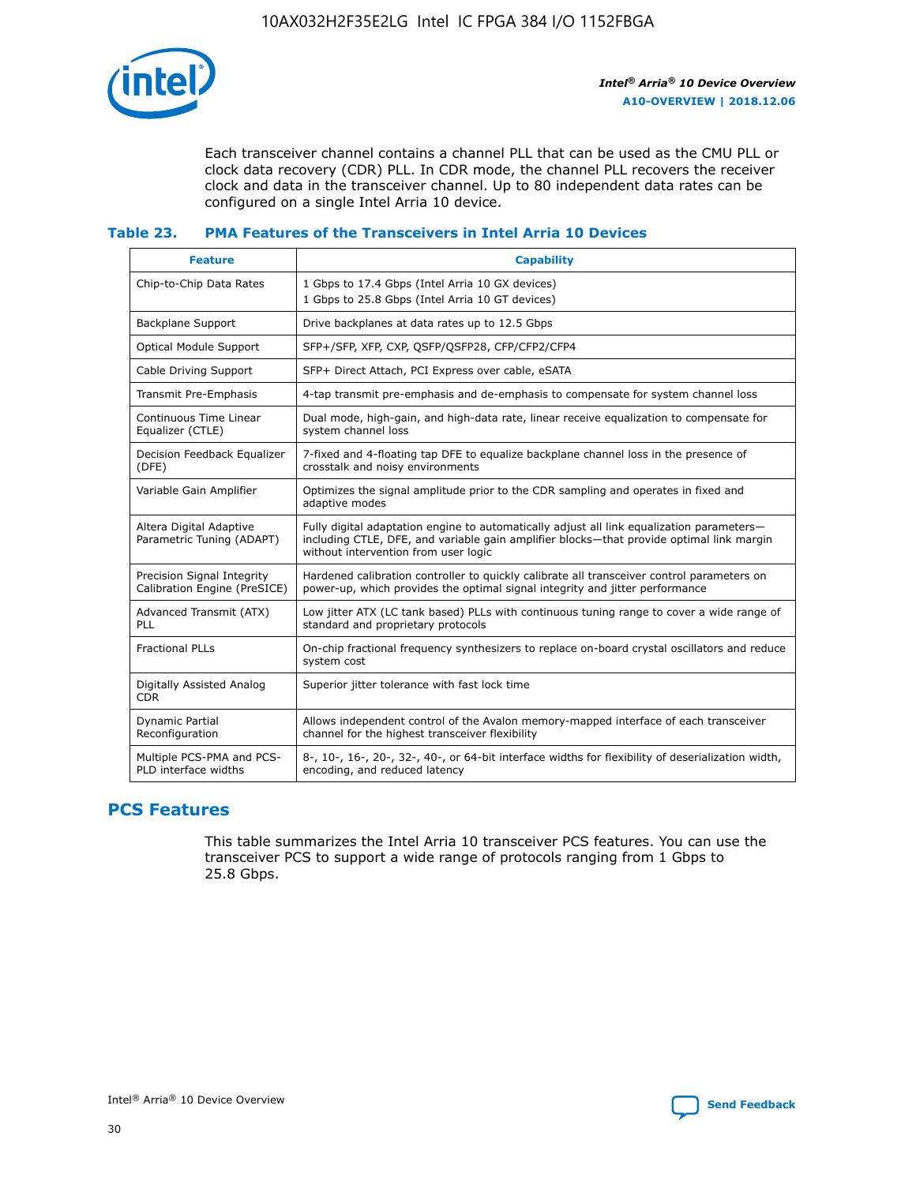Each transceiver channel contains a channel PLL that can be used as the CMU PLL or clock data recovery (CDR) PLL. In CDR mode, the channel PLL recovers the receiver clock and data in the transceiver channel. Up to 80 independent data rates can be configured on a single Intel Arria 10 device.

### Table 23. PMA Features of the Transceivers in Intel Arria 10 Devices

| Feature | Capability |
| --- | --- |
| Chip-to-Chip Data Rates | 1 Gbps to 17.4 Gbps (Intel Arria 10 GX devices)<br>1 Gbps to 25.8 Gbps (Intel Arria 10 GT devices) |
| Backplane Support | Drive backplanes at data rates up to 12.5 Gbps |
| Optical Module Support | SFP+/SFP, XFP, CXP, QSFP/QSFP28, CFP/CFP2/CFP4 |
| Cable Driving Support | SFP+ Direct Attach, PCI Express over cable, eSATA |
| Transmit Pre-Emphasis | 4-tap transmit pre-emphasis and de-emphasis to compensate for system channel loss |
| Continuous Time Linear Equalizer (CTLE) | Dual mode, high-gain, and high-data rate, linear receive equalization to compensate for system channel loss |
| Decision Feedback Equalizer (DFE) | 7-fixed and 4-floating tap DFE to equalize backplane channel loss in the presence of crosstalk and noisy environments |
| Variable Gain Amplifier | Optimizes the signal amplitude prior to the CDR sampling and operates in fixed and adaptive modes |
| Altera Digital Adaptive Parametric Tuning (ADAPT) | Fully digital adaptation engine to automatically adjust all link equalization parameters—including CTLE, DFE, and variable gain amplifier blocks—that provide optimal link margin without intervention from user logic |
| Precision Signal Integrity Calibration Engine (PreSICE) | Hardened calibration controller to quickly calibrate all transceiver control parameters on power-up, which provides the optimal signal integrity and jitter performance |
| Advanced Transmit (ATX) PLL | Low jitter ATX (LC tank based) PLLs with continuous tuning range to cover a wide range of standard and proprietary protocols |
| Fractional PLLs | On-chip fractional frequency synthesizers to replace on-board crystal oscillators and reduce system cost |
| Digitally Assisted Analog CDR | Superior jitter tolerance with fast lock time |
| Dynamic Partial Reconfiguration | Allows independent control of the Avalon memory-mapped interface of each transceiver channel for the highest transceiver flexibility |
| Multiple PCS-PMA and PCS-PLD interface widths | 8-, 10-, 16-, 20-, 32-, 40-, or 64-bit interface widths for flexibility of deserialization width, encoding, and reduced latency |

## PCS Features

This table summarizes the Intel Arria 10 transceiver PCS features. You can use the transceiver PCS to support a wide range of protocols ranging from 1 Gbps to 25.8 Gbps.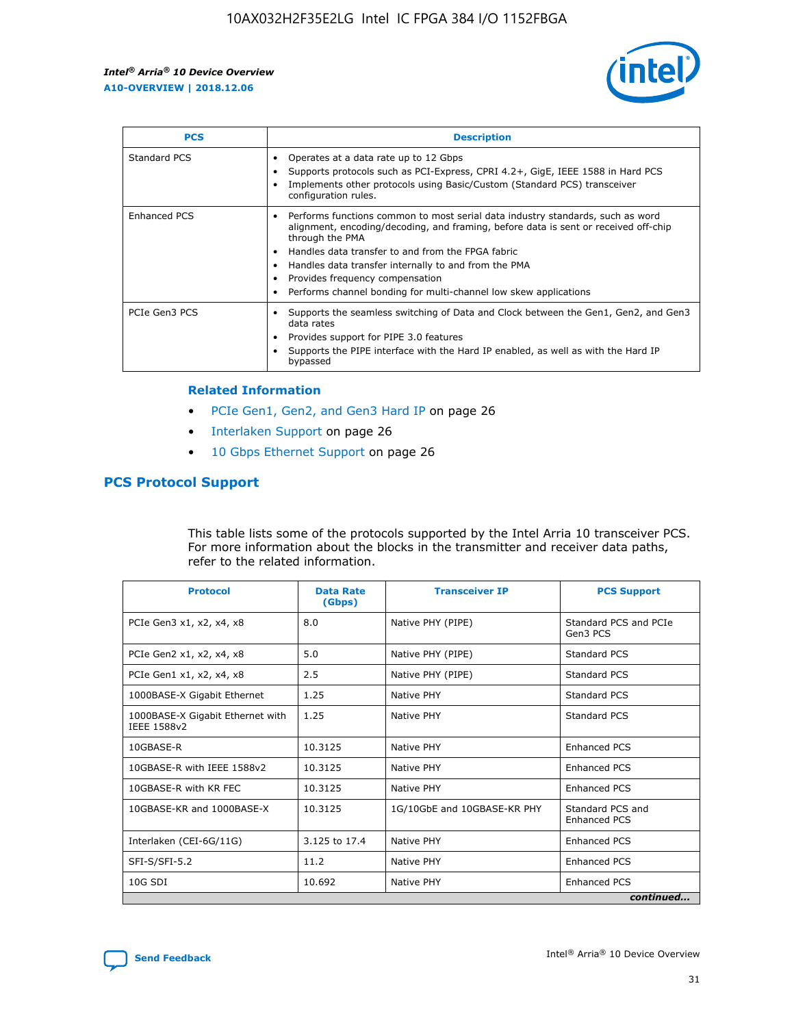| PCS | Description |
| --- | --- |
| Standard PCS | • Operates at a data rate up to 12 Gbps<br>• Supports protocols such as PCI-Express, CPRI 4.2+, GigE, IEEE 1588 in Hard PCS<br>• Implements other protocols using Basic/Custom (Standard PCS) transceiver configuration rules. |
| Enhanced PCS | • Performs functions common to most serial data industry standards, such as word alignment, encoding/decoding, and framing, before data is sent or received off-chip through the PMA<br>• Handles data transfer to and from the FPGA fabric<br>• Handles data transfer internally to and from the PMA<br>• Provides frequency compensation<br>• Performs channel bonding for multi-channel low skew applications |
| PCIe Gen3 PCS | • Supports the seamless switching of Data and Clock between the Gen1, Gen2, and Gen3 data rates<br>• Provides support for PIPE 3.0 features<br>• Supports the PIPE interface with the Hard IP enabled, as well as with the Hard IP bypassed |

### Related Information

- PCIe Gen1, Gen2, and Gen3 Hard IP on page 26
- Interlaken Support on page 26
- 10 Gbps Ethernet Support on page 26

## PCS Protocol Support

This table lists some of the protocols supported by the Intel Arria 10 transceiver PCS. For more information about the blocks in the transmitter and receiver data paths, refer to the related information.

| Protocol | Data Rate (Gbps) | Transceiver IP | PCS Support |
| --- | --- | --- | --- |
| PCIe Gen3 x1, x2, x4, x8 | 8.0 | Native PHY (PIPE) | Standard PCS and PCIe Gen3 PCS |
| PCIe Gen2 x1, x2, x4, x8 | 5.0 | Native PHY (PIPE) | Standard PCS |
| PCIe Gen1 x1, x2, x4, x8 | 2.5 | Native PHY (PIPE) | Standard PCS |
| 1000BASE-X Gigabit Ethernet | 1.25 | Native PHY | Standard PCS |
| 1000BASE-X Gigabit Ethernet with IEEE 1588v2 | 1.25 | Native PHY | Standard PCS |
| 10GBASE-R | 10.3125 | Native PHY | Enhanced PCS |
| 10GBASE-R with IEEE 1588v2 | 10.3125 | Native PHY | Enhanced PCS |
| 10GBASE-R with KR FEC | 10.3125 | Native PHY | Enhanced PCS |
| 10GBASE-KR and 1000BASE-X | 10.3125 | 1G/10GbE and 10GBASE-KR PHY | Standard PCS and Enhanced PCS |
| Interlaken (CEI-6G/11G) | 3.125 to 17.4 | Native PHY | Enhanced PCS |
| SFI-S/SFI-5.2 | 11.2 | Native PHY | Enhanced PCS |
| 10G SDI | 10.692 | Native PHY | Enhanced PCS |

*continued...*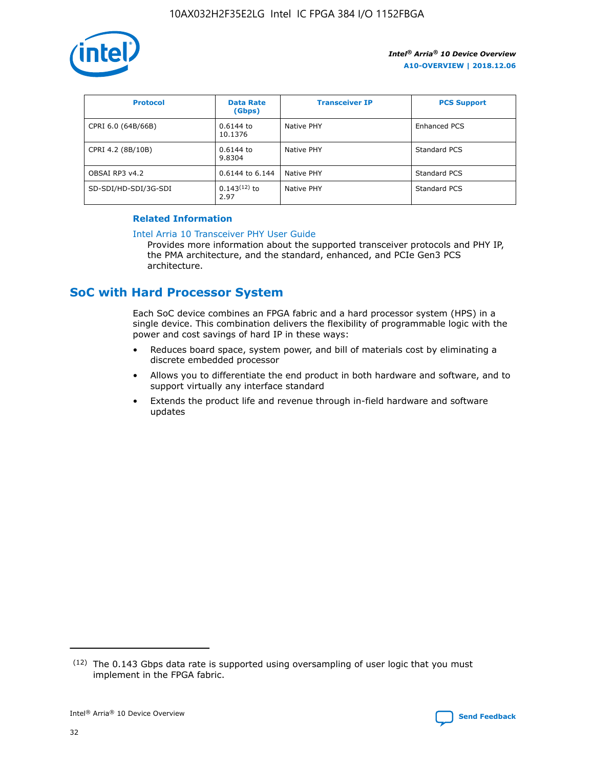| Protocol | Data Rate (Gbps) | Transceiver IP | PCS Support |
| --- | --- | --- | --- |
| CPRI 6.0 (64B/66B) | 0.6144 to 10.1376 | Native PHY | Enhanced PCS |
| CPRI 4.2 (8B/10B) | 0.6144 to 9.8304 | Native PHY | Standard PCS |
| OBSAI RP3 v4.2 | 0.6144 to 6.144 | Native PHY | Standard PCS |
| SD-SDI/HD-SDI/3G-SDI | 0.143[12] to 2.97 | Native PHY | Standard PCS |

**Related Information**

Intel Arria 10 Transceiver PHY User Guide

Provides more information about the supported transceiver protocols and PHY IP, the PMA architecture, and the standard, enhanced, and PCIe Gen3 PCS architecture.

## SoC with Hard Processor System

Each SoC device combines an FPGA fabric and a hard processor system (HPS) in a single device. This combination delivers the flexibility of programmable logic with the power and cost savings of hard IP in these ways:

- Reduces board space, system power, and bill of materials cost by eliminating a discrete embedded processor
- Allows you to differentiate the end product in both hardware and software, and to support virtually any interface standard
- Extends the product life and revenue through in-field hardware and software updates

(12) The 0.143 Gbps data rate is supported using oversampling of user logic that you must implement in the FPGA fabric.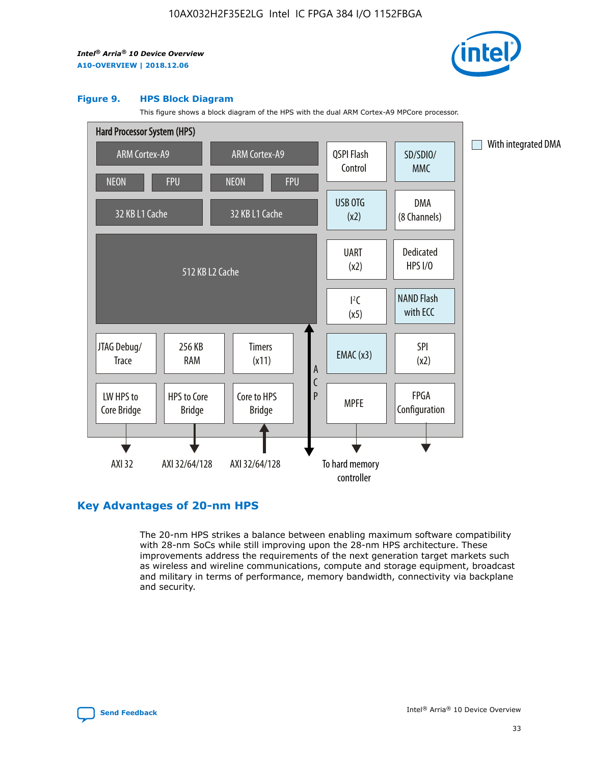### Figure 9. HPS Block Diagram

This figure shows a block diagram of the HPS with the dual ARM Cortex-A9 MPCore processor.

Hard Processor System (HPS)

ARM Cortex-A9 | ARM Cortex-A9
NEON | FPU | NEON | FPU
32 KB L1 Cache | 32 KB L1 Cache
512 KB L2 Cache

QSPI Flash Control | SD/SDIO/MMC
USB OTG (x2) | DMA (8 Channels)
UART (x2) | Dedicated HPS I/O
I²C (x5) | NAND Flash with ECC
EMAC (x3) | SPI (x2)
MPFE | FPGA Configuration

JTAG Debug/Trace | 256 KB RAM | Timers (x11)
LW HPS to Core Bridge | HPS to Core Bridge | Core to HPS Bridge

ACP

AXI 32 | AXI 32/64/128 | AXI 32/64/128 | To hard memory controller

With integrated DMA

## Key Advantages of 20-nm HPS

The 20-nm HPS strikes a balance between enabling maximum software compatibility with 28-nm SoCs while still improving upon the 28-nm HPS architecture. These improvements address the requirements of the next generation target markets such as wireless and wireline communications, compute and storage equipment, broadcast and military in terms of performance, memory bandwidth, connectivity via backplane and security.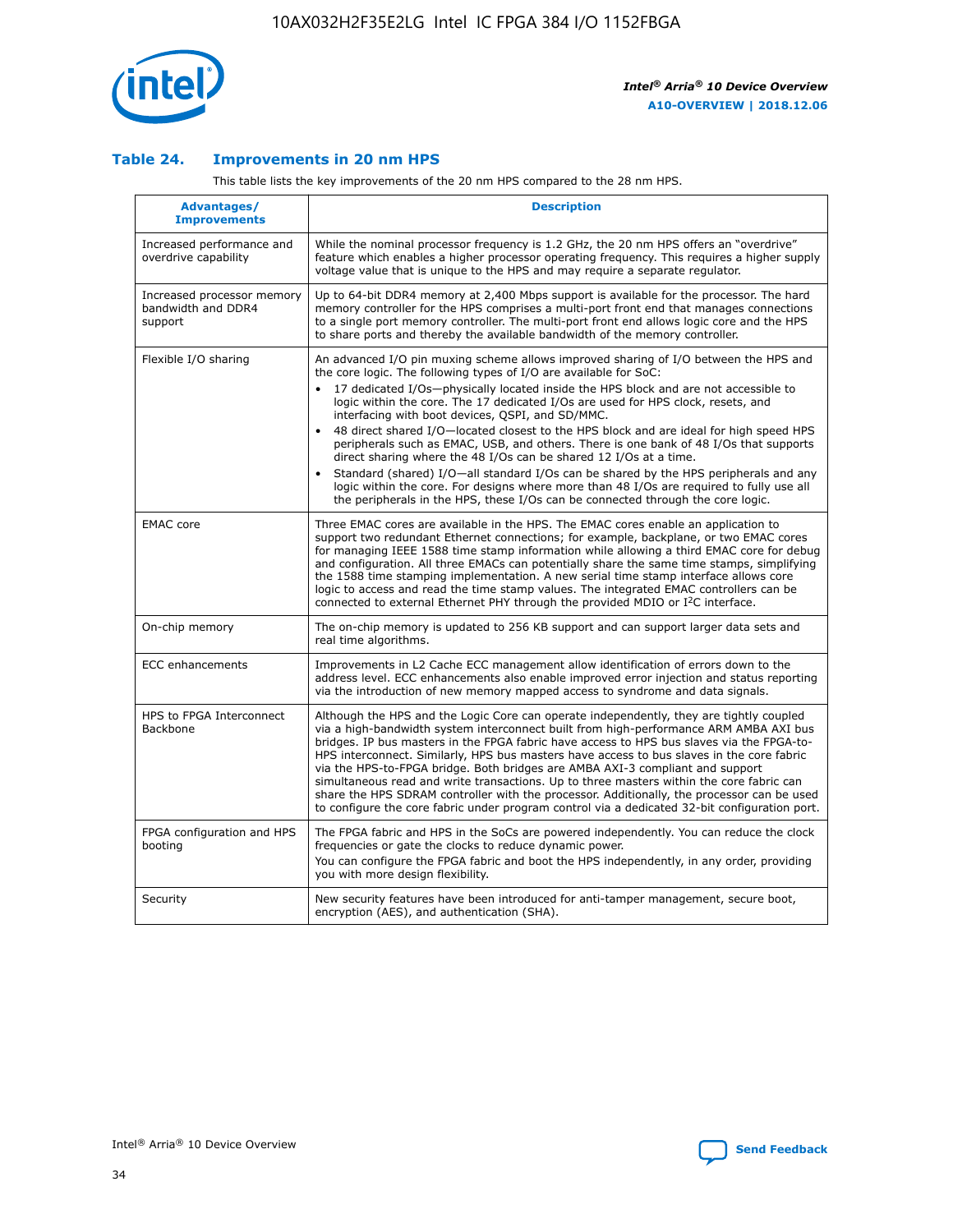### Table 24. Improvements in 20 nm HPS

This table lists the key improvements of the 20 nm HPS compared to the 28 nm HPS.

| Advantages/ Improvements | Description |
|---|---|
| Increased performance and overdrive capability | While the nominal processor frequency is 1.2 GHz, the 20 nm HPS offers an "overdrive" feature which enables a higher processor operating frequency. This requires a higher supply voltage value that is unique to the HPS and may require a separate regulator. |
| Increased processor memory bandwidth and DDR4 support | Up to 64-bit DDR4 memory at 2,400 Mbps support is available for the processor. The hard memory controller for the HPS comprises a multi-port front end that manages connections to a single port memory controller. The multi-port front end allows logic core and the HPS to share ports and thereby the available bandwidth of the memory controller. |
| Flexible I/O sharing | An advanced I/O pin muxing scheme allows improved sharing of I/O between the HPS and the core logic. The following types of I/O are available for SoC:<br>• 17 dedicated I/Os—physically located inside the HPS block and are not accessible to logic within the core. The 17 dedicated I/Os are used for HPS clock, resets, and interfacing with boot devices, QSPI, and SD/MMC.<br>• 48 direct shared I/O—located closest to the HPS block and are ideal for high speed HPS peripherals such as EMAC, USB, and others. There is one bank of 48 I/Os that supports direct sharing where the 48 I/Os can be shared 12 I/Os at a time.<br>• Standard (shared) I/O—all standard I/Os can be shared by the HPS peripherals and any logic within the core. For designs where more than 48 I/Os are required to fully use all the peripherals in the HPS, these I/Os can be connected through the core logic. |
| EMAC core | Three EMAC cores are available in the HPS. The EMAC cores enable an application to support two redundant Ethernet connections; for example, backplane, or two EMAC cores for managing IEEE 1588 time stamp information while allowing a third EMAC core for debug and configuration. All three EMACs can potentially share the same time stamps, simplifying the 1588 time stamping implementation. A new serial time stamp interface allows core logic to access and read the time stamp values. The integrated EMAC controllers can be connected to external Ethernet PHY through the provided MDIO or I²C interface. |
| On-chip memory | The on-chip memory is updated to 256 KB support and can support larger data sets and real time algorithms. |
| ECC enhancements | Improvements in L2 Cache ECC management allow identification of errors down to the address level. ECC enhancements also enable improved error injection and status reporting via the introduction of new memory mapped access to syndrome and data signals. |
| HPS to FPGA Interconnect Backbone | Although the HPS and the Logic Core can operate independently, they are tightly coupled via a high-bandwidth system interconnect built from high-performance ARM AMBA AXI bus bridges. IP bus masters in the FPGA fabric have access to HPS bus slaves via the FPGA-to-HPS interconnect. Similarly, HPS bus masters have access to bus slaves in the core fabric via the HPS-to-FPGA bridge. Both bridges are AMBA AXI-3 compliant and support simultaneous read and write transactions. Up to three masters within the core fabric can share the HPS SDRAM controller with the processor. Additionally, the processor can be used to configure the core fabric under program control via a dedicated 32-bit configuration port. |
| FPGA configuration and HPS booting | The FPGA fabric and HPS in the SoCs are powered independently. You can reduce the clock frequencies or gate the clocks to reduce dynamic power.<br>You can configure the FPGA fabric and boot the HPS independently, in any order, providing you with more design flexibility. |
| Security | New security features have been introduced for anti-tamper management, secure boot, encryption (AES), and authentication (SHA). |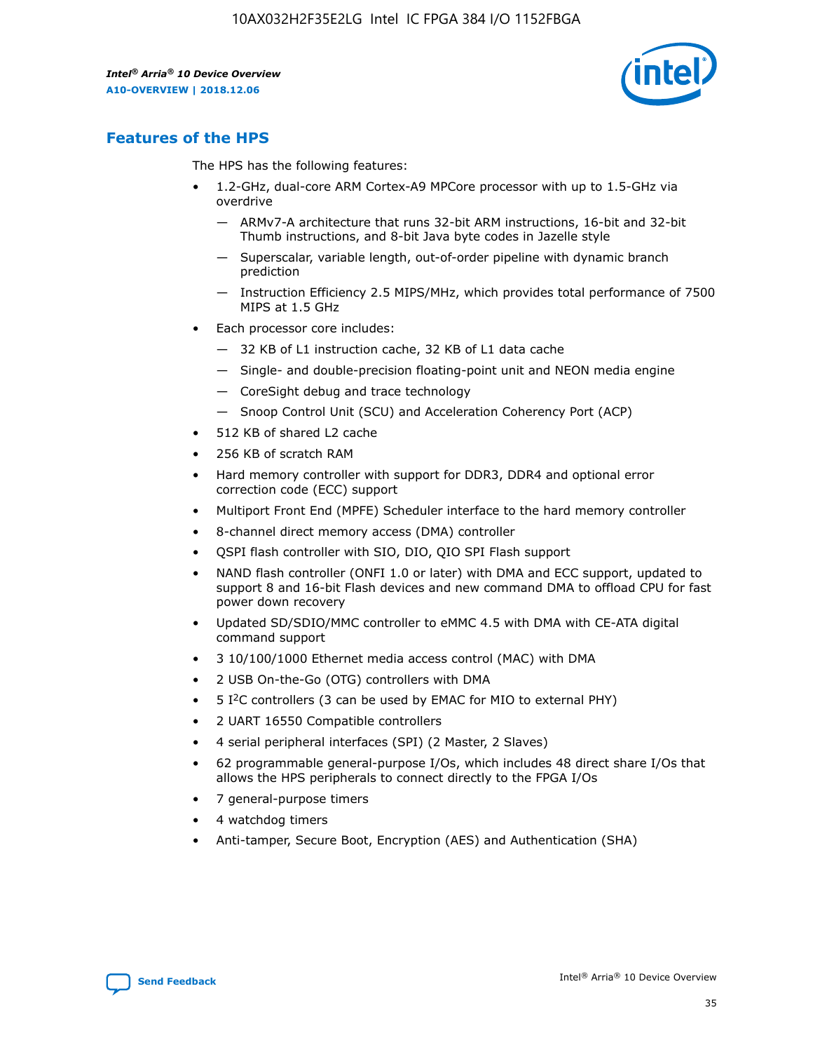## Features of the HPS

The HPS has the following features:

- 1.2-GHz, dual-core ARM Cortex-A9 MPCore processor with up to 1.5-GHz via overdrive
  - — ARMv7-A architecture that runs 32-bit ARM instructions, 16-bit and 32-bit Thumb instructions, and 8-bit Java byte codes in Jazelle style
  - — Superscalar, variable length, out-of-order pipeline with dynamic branch prediction
  - — Instruction Efficiency 2.5 MIPS/MHz, which provides total performance of 7500 MIPS at 1.5 GHz
- Each processor core includes:
  - — 32 KB of L1 instruction cache, 32 KB of L1 data cache
  - — Single- and double-precision floating-point unit and NEON media engine
  - — CoreSight debug and trace technology
  - — Snoop Control Unit (SCU) and Acceleration Coherency Port (ACP)
- 512 KB of shared L2 cache
- 256 KB of scratch RAM
- Hard memory controller with support for DDR3, DDR4 and optional error correction code (ECC) support
- Multiport Front End (MPFE) Scheduler interface to the hard memory controller
- 8-channel direct memory access (DMA) controller
- QSPI flash controller with SIO, DIO, QIO SPI Flash support
- NAND flash controller (ONFI 1.0 or later) with DMA and ECC support, updated to support 8 and 16-bit Flash devices and new command DMA to offload CPU for fast power down recovery
- Updated SD/SDIO/MMC controller to eMMC 4.5 with DMA with CE-ATA digital command support
- 3 10/100/1000 Ethernet media access control (MAC) with DMA
- 2 USB On-the-Go (OTG) controllers with DMA
- 5 I$^2$C controllers (3 can be used by EMAC for MIO to external PHY)
- 2 UART 16550 Compatible controllers
- 4 serial peripheral interfaces (SPI) (2 Master, 2 Slaves)
- 62 programmable general-purpose I/Os, which includes 48 direct share I/Os that allows the HPS peripherals to connect directly to the FPGA I/Os
- 7 general-purpose timers
- 4 watchdog timers
- Anti-tamper, Secure Boot, Encryption (AES) and Authentication (SHA)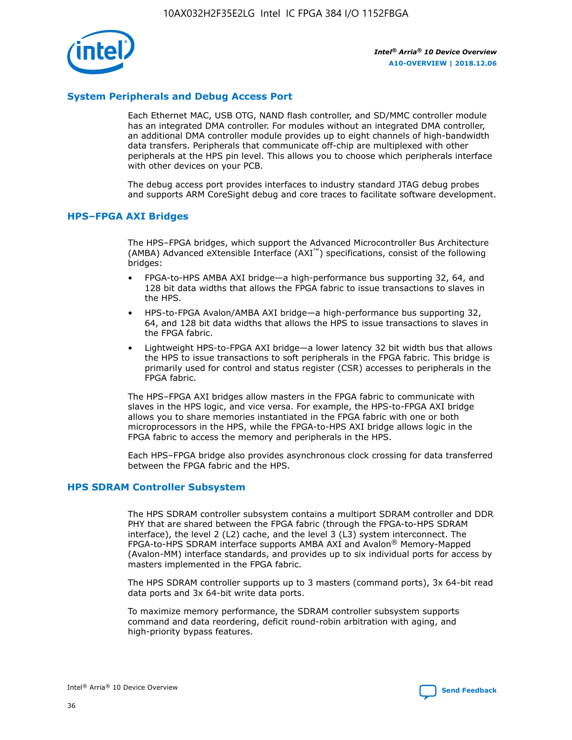## System Peripherals and Debug Access Port

Each Ethernet MAC, USB OTG, NAND flash controller, and SD/MMC controller module has an integrated DMA controller. For modules without an integrated DMA controller, an additional DMA controller module provides up to eight channels of high-bandwidth data transfers. Peripherals that communicate off-chip are multiplexed with other peripherals at the HPS pin level. This allows you to choose which peripherals interface with other devices on your PCB.

The debug access port provides interfaces to industry standard JTAG debug probes and supports ARM CoreSight debug and core traces to facilitate software development.

## HPS–FPGA AXI Bridges

The HPS–FPGA bridges, which support the Advanced Microcontroller Bus Architecture (AMBA) Advanced eXtensible Interface (AXI™) specifications, consist of the following bridges:

- FPGA-to-HPS AMBA AXI bridge—a high-performance bus supporting 32, 64, and 128 bit data widths that allows the FPGA fabric to issue transactions to slaves in the HPS.
- HPS-to-FPGA Avalon/AMBA AXI bridge—a high-performance bus supporting 32, 64, and 128 bit data widths that allows the HPS to issue transactions to slaves in the FPGA fabric.
- Lightweight HPS-to-FPGA AXI bridge—a lower latency 32 bit width bus that allows the HPS to issue transactions to soft peripherals in the FPGA fabric. This bridge is primarily used for control and status register (CSR) accesses to peripherals in the FPGA fabric.

The HPS–FPGA AXI bridges allow masters in the FPGA fabric to communicate with slaves in the HPS logic, and vice versa. For example, the HPS-to-FPGA AXI bridge allows you to share memories instantiated in the FPGA fabric with one or both microprocessors in the HPS, while the FPGA-to-HPS AXI bridge allows logic in the FPGA fabric to access the memory and peripherals in the HPS.

Each HPS–FPGA bridge also provides asynchronous clock crossing for data transferred between the FPGA fabric and the HPS.

## HPS SDRAM Controller Subsystem

The HPS SDRAM controller subsystem contains a multiport SDRAM controller and DDR PHY that are shared between the FPGA fabric (through the FPGA-to-HPS SDRAM interface), the level 2 (L2) cache, and the level 3 (L3) system interconnect. The FPGA-to-HPS SDRAM interface supports AMBA AXI and Avalon® Memory-Mapped (Avalon-MM) interface standards, and provides up to six individual ports for access by masters implemented in the FPGA fabric.

The HPS SDRAM controller supports up to 3 masters (command ports), 3x 64-bit read data ports and 3x 64-bit write data ports.

To maximize memory performance, the SDRAM controller subsystem supports command and data reordering, deficit round-robin arbitration with aging, and high-priority bypass features.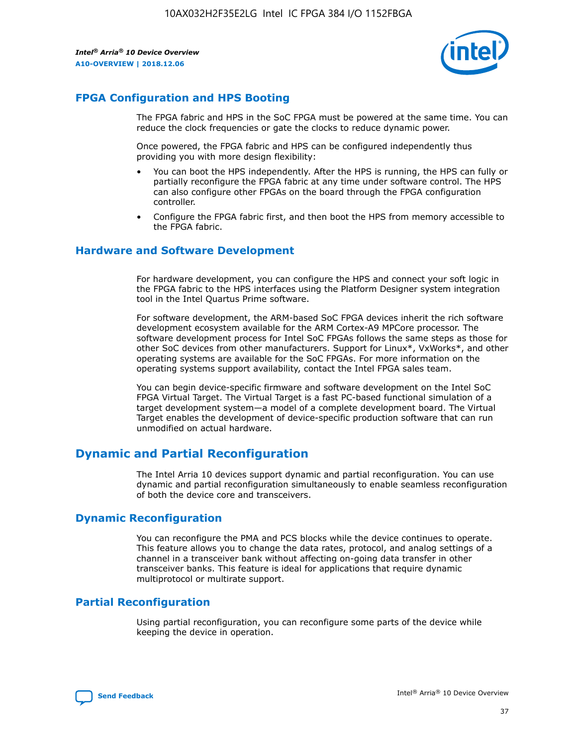## FPGA Configuration and HPS Booting

The FPGA fabric and HPS in the SoC FPGA must be powered at the same time. You can reduce the clock frequencies or gate the clocks to reduce dynamic power.

Once powered, the FPGA fabric and HPS can be configured independently thus providing you with more design flexibility:

- You can boot the HPS independently. After the HPS is running, the HPS can fully or partially reconfigure the FPGA fabric at any time under software control. The HPS can also configure other FPGAs on the board through the FPGA configuration controller.
- Configure the FPGA fabric first, and then boot the HPS from memory accessible to the FPGA fabric.

## Hardware and Software Development

For hardware development, you can configure the HPS and connect your soft logic in the FPGA fabric to the HPS interfaces using the Platform Designer system integration tool in the Intel Quartus Prime software.

For software development, the ARM-based SoC FPGA devices inherit the rich software development ecosystem available for the ARM Cortex-A9 MPCore processor. The software development process for Intel SoC FPGAs follows the same steps as those for other SoC devices from other manufacturers. Support for Linux*, VxWorks*, and other operating systems are available for the SoC FPGAs. For more information on the operating systems support availability, contact the Intel FPGA sales team.

You can begin device-specific firmware and software development on the Intel SoC FPGA Virtual Target. The Virtual Target is a fast PC-based functional simulation of a target development system—a model of a complete development board. The Virtual Target enables the development of device-specific production software that can run unmodified on actual hardware.

## Dynamic and Partial Reconfiguration

The Intel Arria 10 devices support dynamic and partial reconfiguration. You can use dynamic and partial reconfiguration simultaneously to enable seamless reconfiguration of both the device core and transceivers.

## Dynamic Reconfiguration

You can reconfigure the PMA and PCS blocks while the device continues to operate. This feature allows you to change the data rates, protocol, and analog settings of a channel in a transceiver bank without affecting on-going data transfer in other transceiver banks. This feature is ideal for applications that require dynamic multiprotocol or multirate support.

## Partial Reconfiguration

Using partial reconfiguration, you can reconfigure some parts of the device while keeping the device in operation.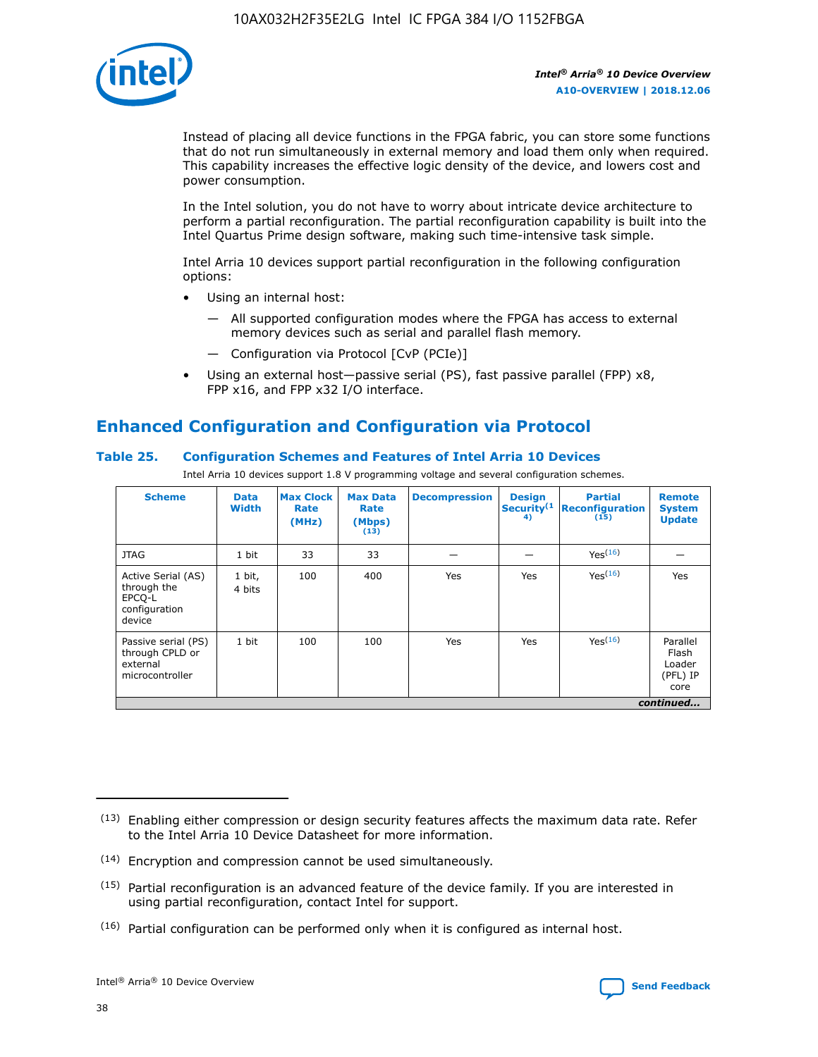Instead of placing all device functions in the FPGA fabric, you can store some functions that do not run simultaneously in external memory and load them only when required. This capability increases the effective logic density of the device, and lowers cost and power consumption.

In the Intel solution, you do not have to worry about intricate device architecture to perform a partial reconfiguration. The partial reconfiguration capability is built into the Intel Quartus Prime design software, making such time-intensive task simple.

Intel Arria 10 devices support partial reconfiguration in the following configuration options:

- Using an internal host:
  - — All supported configuration modes where the FPGA has access to external memory devices such as serial and parallel flash memory.
  - — Configuration via Protocol [CvP (PCIe)]
- Using an external host—passive serial (PS), fast passive parallel (FPP) x8, FPP x16, and FPP x32 I/O interface.

## Enhanced Configuration and Configuration via Protocol

### Table 25. Configuration Schemes and Features of Intel Arria 10 Devices

Intel Arria 10 devices support 1.8 V programming voltage and several configuration schemes.

| Scheme | Data Width | Max Clock Rate (MHz) | Max Data Rate (Mbps) (13) | Decompression | Design Security (14) | Partial Reconfiguration (15) | Remote System Update |
|---|---|---|---|---|---|---|---|
| JTAG | 1 bit | 33 | 33 | — | — | Yes(16) | — |
| Active Serial (AS) through the EPCQ-L configuration device | 1 bit, 4 bits | 100 | 400 | Yes | Yes | Yes(16) | Yes |
| Passive serial (PS) through CPLD or external microcontroller | 1 bit | 100 | 100 | Yes | Yes | Yes(16) | Parallel Flash Loader (PFL) IP core |

*continued...*

(13) Enabling either compression or design security features affects the maximum data rate. Refer to the Intel Arria 10 Device Datasheet for more information.

(14) Encryption and compression cannot be used simultaneously.

(15) Partial reconfiguration is an advanced feature of the device family. If you are interested in using partial reconfiguration, contact Intel for support.

(16) Partial configuration can be performed only when it is configured as internal host.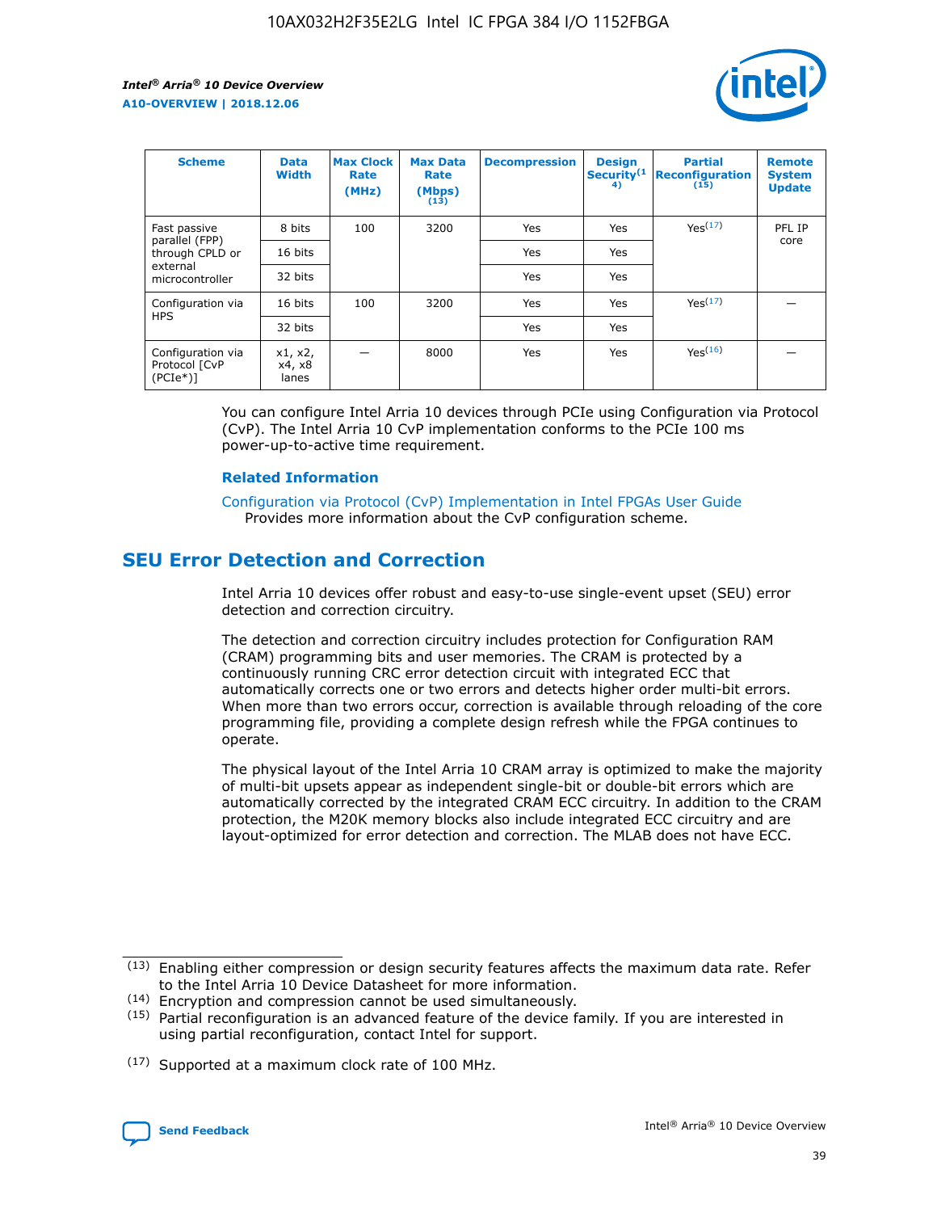| Scheme | Data Width | Max Clock Rate (MHz) | Max Data Rate (Mbps) (13) | Decompression | Design Security(14) | Partial Reconfiguration (15) | Remote System Update |
|---|---|---|---|---|---|---|---|
| Fast passive parallel (FPP) through CPLD or external microcontroller | 8 bits | 100 | 3200 | Yes | Yes | Yes(17) | PFL IP core |
| | 16 bits | | | Yes | Yes | | |
| | 32 bits | | | Yes | Yes | | |
| Configuration via HPS | 16 bits | 100 | 3200 | Yes | Yes | Yes(17) | — |
| | 32 bits | | | Yes | Yes | | |
| Configuration via Protocol [CvP (PCIe*)] | x1, x2, x4, x8 lanes | — | 8000 | Yes | Yes | Yes(16) | — |

You can configure Intel Arria 10 devices through PCIe using Configuration via Protocol (CvP). The Intel Arria 10 CvP implementation conforms to the PCIe 100 ms power-up-to-active time requirement.

### Related Information

Configuration via Protocol (CvP) Implementation in Intel FPGAs User Guide
Provides more information about the CvP configuration scheme.

## SEU Error Detection and Correction

Intel Arria 10 devices offer robust and easy-to-use single-event upset (SEU) error detection and correction circuitry.

The detection and correction circuitry includes protection for Configuration RAM (CRAM) programming bits and user memories. The CRAM is protected by a continuously running CRC error detection circuit with integrated ECC that automatically corrects one or two errors and detects higher order multi-bit errors. When more than two errors occur, correction is available through reloading of the core programming file, providing a complete design refresh while the FPGA continues to operate.

The physical layout of the Intel Arria 10 CRAM array is optimized to make the majority of multi-bit upsets appear as independent single-bit or double-bit errors which are automatically corrected by the integrated CRAM ECC circuitry. In addition to the CRAM protection, the M20K memory blocks also include integrated ECC circuitry and are layout-optimized for error detection and correction. The MLAB does not have ECC.

(13) Enabling either compression or design security features affects the maximum data rate. Refer to the Intel Arria 10 Device Datasheet for more information.

(14) Encryption and compression cannot be used simultaneously.

(15) Partial reconfiguration is an advanced feature of the device family. If you are interested in using partial reconfiguration, contact Intel for support.

(17) Supported at a maximum clock rate of 100 MHz.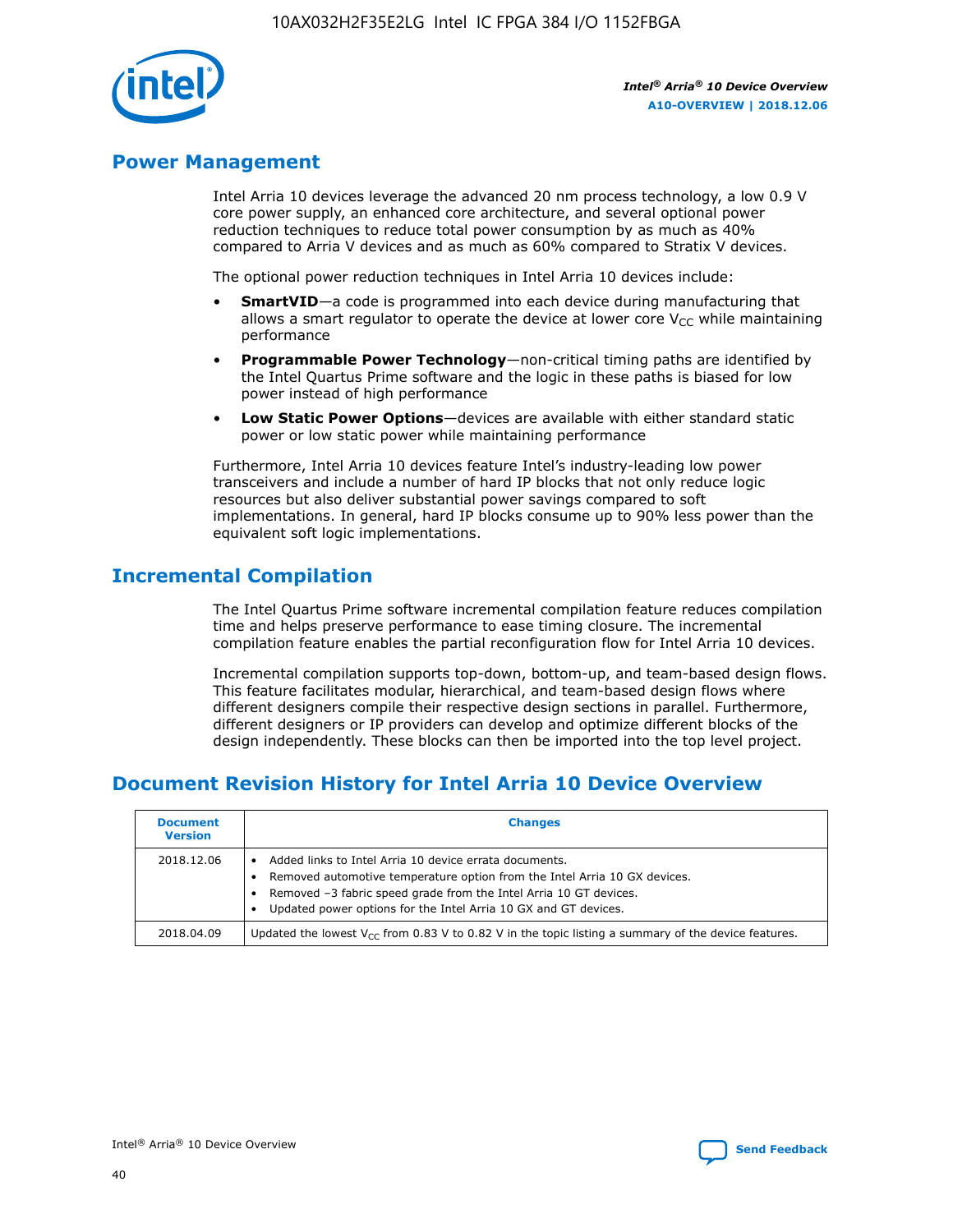## Power Management

Intel Arria 10 devices leverage the advanced 20 nm process technology, a low 0.9 V core power supply, an enhanced core architecture, and several optional power reduction techniques to reduce total power consumption by as much as 40% compared to Arria V devices and as much as 60% compared to Stratix V devices.

The optional power reduction techniques in Intel Arria 10 devices include:

- **SmartVID**—a code is programmed into each device during manufacturing that allows a smart regulator to operate the device at lower core $V_{CC}$ while maintaining performance
- **Programmable Power Technology**—non-critical timing paths are identified by the Intel Quartus Prime software and the logic in these paths is biased for low power instead of high performance
- **Low Static Power Options**—devices are available with either standard static power or low static power while maintaining performance

Furthermore, Intel Arria 10 devices feature Intel's industry-leading low power transceivers and include a number of hard IP blocks that not only reduce logic resources but also deliver substantial power savings compared to soft implementations. In general, hard IP blocks consume up to 90% less power than the equivalent soft logic implementations.

## Incremental Compilation

The Intel Quartus Prime software incremental compilation feature reduces compilation time and helps preserve performance to ease timing closure. The incremental compilation feature enables the partial reconfiguration flow for Intel Arria 10 devices.

Incremental compilation supports top-down, bottom-up, and team-based design flows. This feature facilitates modular, hierarchical, and team-based design flows where different designers compile their respective design sections in parallel. Furthermore, different designers or IP providers can develop and optimize different blocks of the design independently. These blocks can then be imported into the top level project.

## Document Revision History for Intel Arria 10 Device Overview

| Document Version | Changes |
|---|---|
| 2018.12.06 | • Added links to Intel Arria 10 device errata documents.<br>• Removed automotive temperature option from the Intel Arria 10 GX devices.<br>• Removed –3 fabric speed grade from the Intel Arria 10 GT devices.<br>• Updated power options for the Intel Arria 10 GX and GT devices. |
| 2018.04.09 | Updated the lowest $V_{CC}$ from 0.83 V to 0.82 V in the topic listing a summary of the device features. |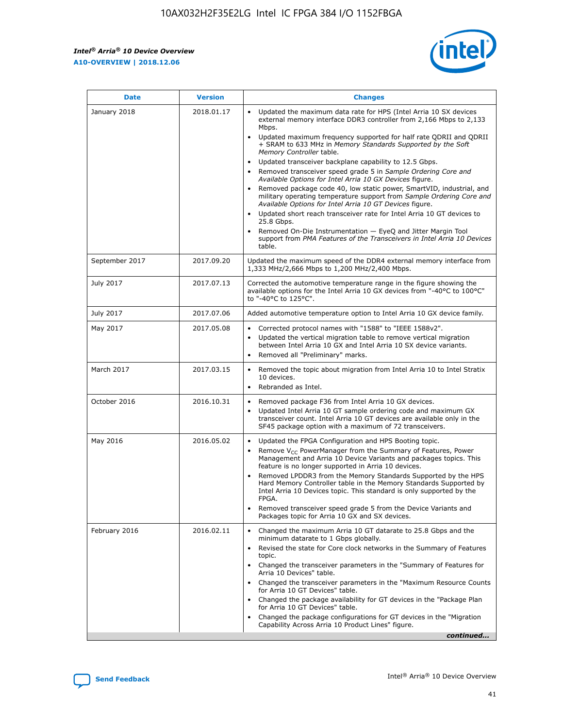| Date | Version | Changes |
| --- | --- | --- |
| January 2018 | 2018.01.17 | • Updated the maximum data rate for HPS (Intel Arria 10 SX devices external memory interface DDR3 controller from 2,166 Mbps to 2,133 Mbps.<br>• Updated maximum frequency supported for half rate QDRII and QDRII + SRAM to 633 MHz in *Memory Standards Supported by the Soft Memory Controller* table.<br>• Updated transceiver backplane capability to 12.5 Gbps.<br>• Removed transceiver speed grade 5 in *Sample Ordering Core and Available Options for Intel Arria 10 GX Devices* figure.<br>• Removed package code 40, low static power, SmartVID, industrial, and military operating temperature support from *Sample Ordering Core and Available Options for Intel Arria 10 GT Devices* figure.<br>• Updated short reach transceiver rate for Intel Arria 10 GT devices to 25.8 Gbps.<br>• Removed On-Die Instrumentation — EyeQ and Jitter Margin Tool support from *PMA Features of the Transceivers in Intel Arria 10 Devices* table. |
| September 2017 | 2017.09.20 | Updated the maximum speed of the DDR4 external memory interface from 1,333 MHz/2,666 Mbps to 1,200 MHz/2,400 Mbps. |
| July 2017 | 2017.07.13 | Corrected the automotive temperature range in the figure showing the available options for the Intel Arria 10 GX devices from "-40°C to 100°C" to "-40°C to 125°C". |
| July 2017 | 2017.07.06 | Added automotive temperature option to Intel Arria 10 GX device family. |
| May 2017 | 2017.05.08 | • Corrected protocol names with "1588" to "IEEE 1588v2".<br>• Updated the vertical migration table to remove vertical migration between Intel Arria 10 GX and Intel Arria 10 SX device variants.<br>• Removed all "Preliminary" marks. |
| March 2017 | 2017.03.15 | • Removed the topic about migration from Intel Arria 10 to Intel Stratix 10 devices.<br>• Rebranded as Intel. |
| October 2016 | 2016.10.31 | • Removed package F36 from Intel Arria 10 GX devices.<br>• Updated Intel Arria 10 GT sample ordering code and maximum GX transceiver count. Intel Arria 10 GT devices are available only in the SF45 package option with a maximum of 72 transceivers. |
| May 2016 | 2016.05.02 | • Updated the FPGA Configuration and HPS Booting topic.<br>• Remove $V_{CC}$ PowerManager from the Summary of Features, Power Management and Arria 10 Device Variants and packages topics. This feature is no longer supported in Arria 10 devices.<br>• Removed LPDDR3 from the Memory Standards Supported by the HPS Hard Memory Controller table in the Memory Standards Supported by Intel Arria 10 Devices topic. This standard is only supported by the FPGA.<br>• Removed transceiver speed grade 5 from the Device Variants and Packages topic for Arria 10 GX and SX devices. |
| February 2016 | 2016.02.11 | • Changed the maximum Arria 10 GT datarate to 25.8 Gbps and the minimum datarate to 1 Gbps globally.<br>• Revised the state for Core clock networks in the Summary of Features topic.<br>• Changed the transceiver parameters in the "Summary of Features for Arria 10 Devices" table.<br>• Changed the transceiver parameters in the "Maximum Resource Counts for Arria 10 GT Devices" table.<br>• Changed the package availability for GT devices in the "Package Plan for Arria 10 GT Devices" table.<br>• Changed the package configurations for GT devices in the "Migration Capability Across Arria 10 Product Lines" figure. |

*continued...*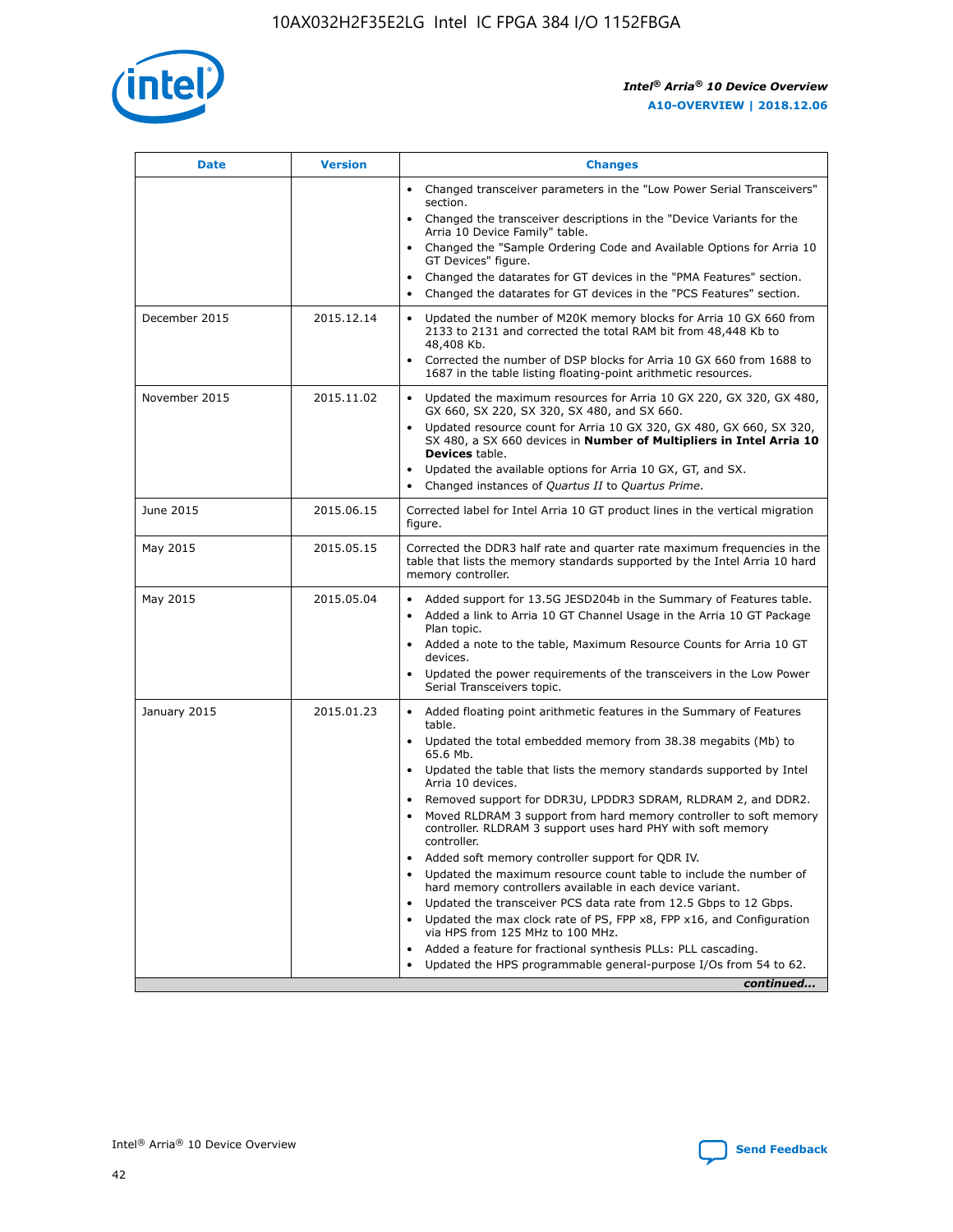| Date | Version | Changes |
| --- | --- | --- |
| | | • Changed transceiver parameters in the "Low Power Serial Transceivers" section.<br>• Changed the transceiver descriptions in the "Device Variants for the Arria 10 Device Family" table.<br>• Changed the "Sample Ordering Code and Available Options for Arria 10 GT Devices" figure.<br>• Changed the datarates for GT devices in the "PMA Features" section.<br>• Changed the datarates for GT devices in the "PCS Features" section. |
| December 2015 | 2015.12.14 | • Updated the number of M20K memory blocks for Arria 10 GX 660 from 2133 to 2131 and corrected the total RAM bit from 48,448 Kb to 48,408 Kb.<br>• Corrected the number of DSP blocks for Arria 10 GX 660 from 1688 to 1687 in the table listing floating-point arithmetic resources. |
| November 2015 | 2015.11.02 | • Updated the maximum resources for Arria 10 GX 220, GX 320, GX 480, GX 660, SX 220, SX 320, SX 480, and SX 660.<br>• Updated resource count for Arria 10 GX 320, GX 480, GX 660, SX 320, SX 480, a SX 660 devices in **Number of Multipliers in Intel Arria 10 Devices** table.<br>• Updated the available options for Arria 10 GX, GT, and SX.<br>• Changed instances of *Quartus II* to *Quartus Prime*. |
| June 2015 | 2015.06.15 | Corrected label for Intel Arria 10 GT product lines in the vertical migration figure. |
| May 2015 | 2015.05.15 | Corrected the DDR3 half rate and quarter rate maximum frequencies in the table that lists the memory standards supported by the Intel Arria 10 hard memory controller. |
| May 2015 | 2015.05.04 | • Added support for 13.5G JESD204b in the Summary of Features table.<br>• Added a link to Arria 10 GT Channel Usage in the Arria 10 GT Package Plan topic.<br>• Added a note to the table, Maximum Resource Counts for Arria 10 GT devices.<br>• Updated the power requirements of the transceivers in the Low Power Serial Transceivers topic. |
| January 2015 | 2015.01.23 | • Added floating point arithmetic features in the Summary of Features table.<br>• Updated the total embedded memory from 38.38 megabits (Mb) to 65.6 Mb.<br>• Updated the table that lists the memory standards supported by Intel Arria 10 devices.<br>• Removed support for DDR3U, LPDDR3 SDRAM, RLDRAM 2, and DDR2.<br>• Moved RLDRAM 3 support from hard memory controller to soft memory controller. RLDRAM 3 support uses hard PHY with soft memory controller.<br>• Added soft memory controller support for QDR IV.<br>• Updated the maximum resource count table to include the number of hard memory controllers available in each device variant.<br>• Updated the transceiver PCS data rate from 12.5 Gbps to 12 Gbps.<br>• Updated the max clock rate of PS, FPP x8, FPP x16, and Configuration via HPS from 125 MHz to 100 MHz.<br>• Added a feature for fractional synthesis PLLs: PLL cascading.<br>• Updated the HPS programmable general-purpose I/Os from 54 to 62. |

*continued...*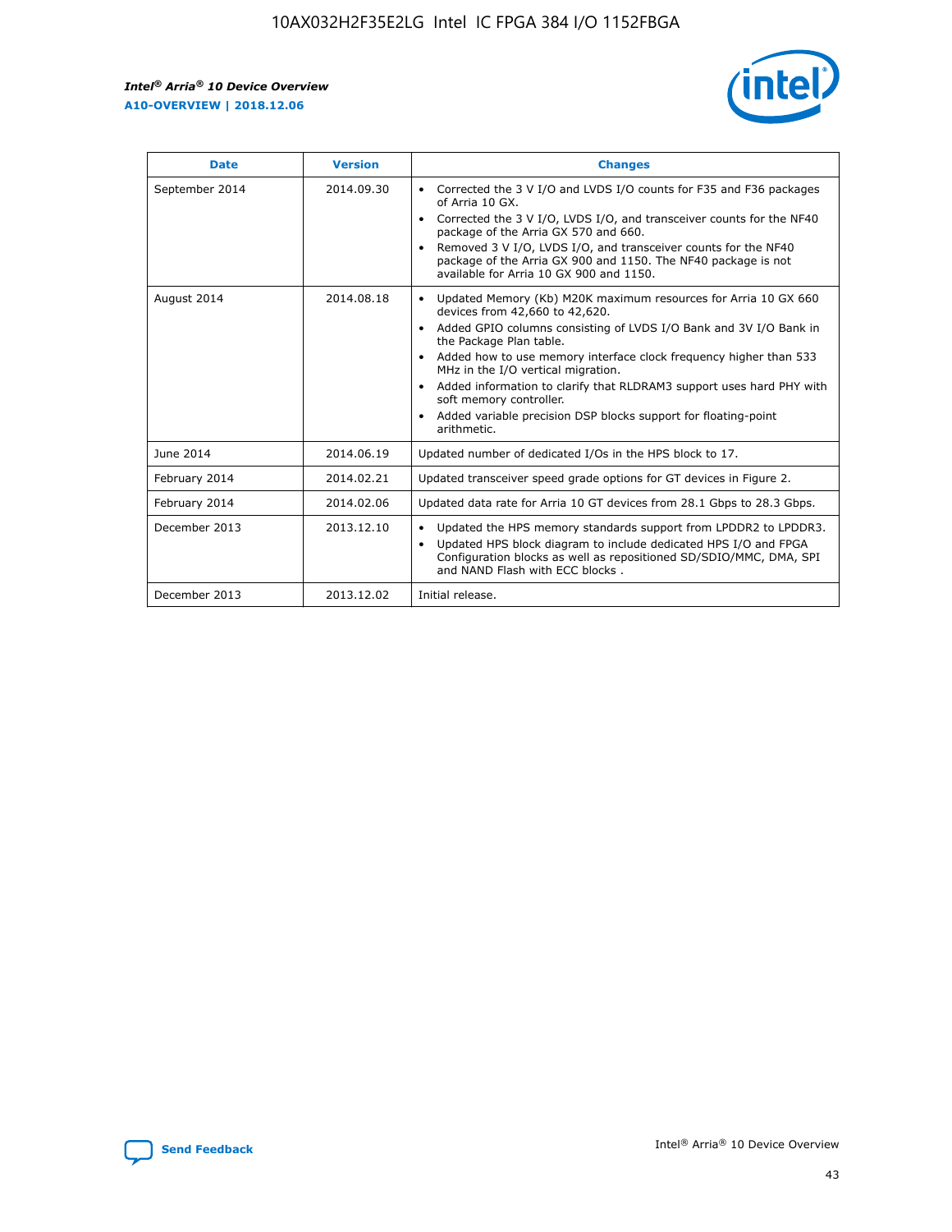| Date | Version | Changes |
| --- | --- | --- |
| September 2014 | 2014.09.30 | • Corrected the 3 V I/O and LVDS I/O counts for F35 and F36 packages of Arria 10 GX.<br>• Corrected the 3 V I/O, LVDS I/O, and transceiver counts for the NF40 package of the Arria GX 570 and 660.<br>• Removed 3 V I/O, LVDS I/O, and transceiver counts for the NF40 package of the Arria GX 900 and 1150. The NF40 package is not available for Arria 10 GX 900 and 1150. |
| August 2014 | 2014.08.18 | • Updated Memory (Kb) M20K maximum resources for Arria 10 GX 660 devices from 42,660 to 42,620.<br>• Added GPIO columns consisting of LVDS I/O Bank and 3V I/O Bank in the Package Plan table.<br>• Added how to use memory interface clock frequency higher than 533 MHz in the I/O vertical migration.<br>• Added information to clarify that RLDRAM3 support uses hard PHY with soft memory controller.<br>• Added variable precision DSP blocks support for floating-point arithmetic. |
| June 2014 | 2014.06.19 | Updated number of dedicated I/Os in the HPS block to 17. |
| February 2014 | 2014.02.21 | Updated transceiver speed grade options for GT devices in Figure 2. |
| February 2014 | 2014.02.06 | Updated data rate for Arria 10 GT devices from 28.1 Gbps to 28.3 Gbps. |
| December 2013 | 2013.12.10 | • Updated the HPS memory standards support from LPDDR2 to LPDDR3.<br>• Updated HPS block diagram to include dedicated HPS I/O and FPGA Configuration blocks as well as repositioned SD/SDIO/MMC, DMA, SPI and NAND Flash with ECC blocks . |
| December 2013 | 2013.12.02 | Initial release. |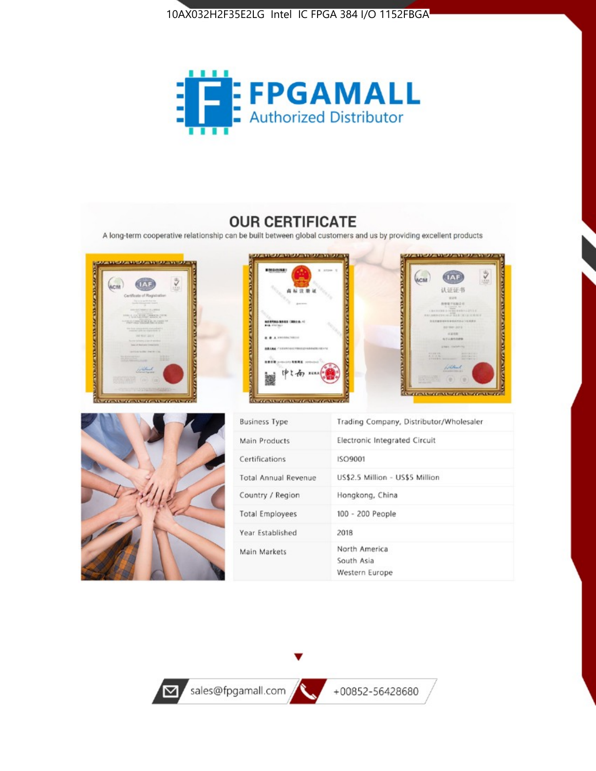FPGAMALL
Authorized Distributor

## OUR CERTIFICATE

A long-term cooperative relationship can be built between global customers and us by providing excellent products

| | |
|---|---|
| Business Type | Trading Company, Distributor/Wholesaler |
| Main Products | Electronic Integrated Circuit |
| Certifications | ISO9001 |
| Total Annual Revenue | US$2.5 Million - US$5 Million |
| Country / Region | Hongkong, China |
| Total Employees | 100 - 200 People |
| Year Established | 2018 |
| Main Markets | North America<br>South Asia<br>Western Europe |

sales@fpgamall.com

+00852-56428680